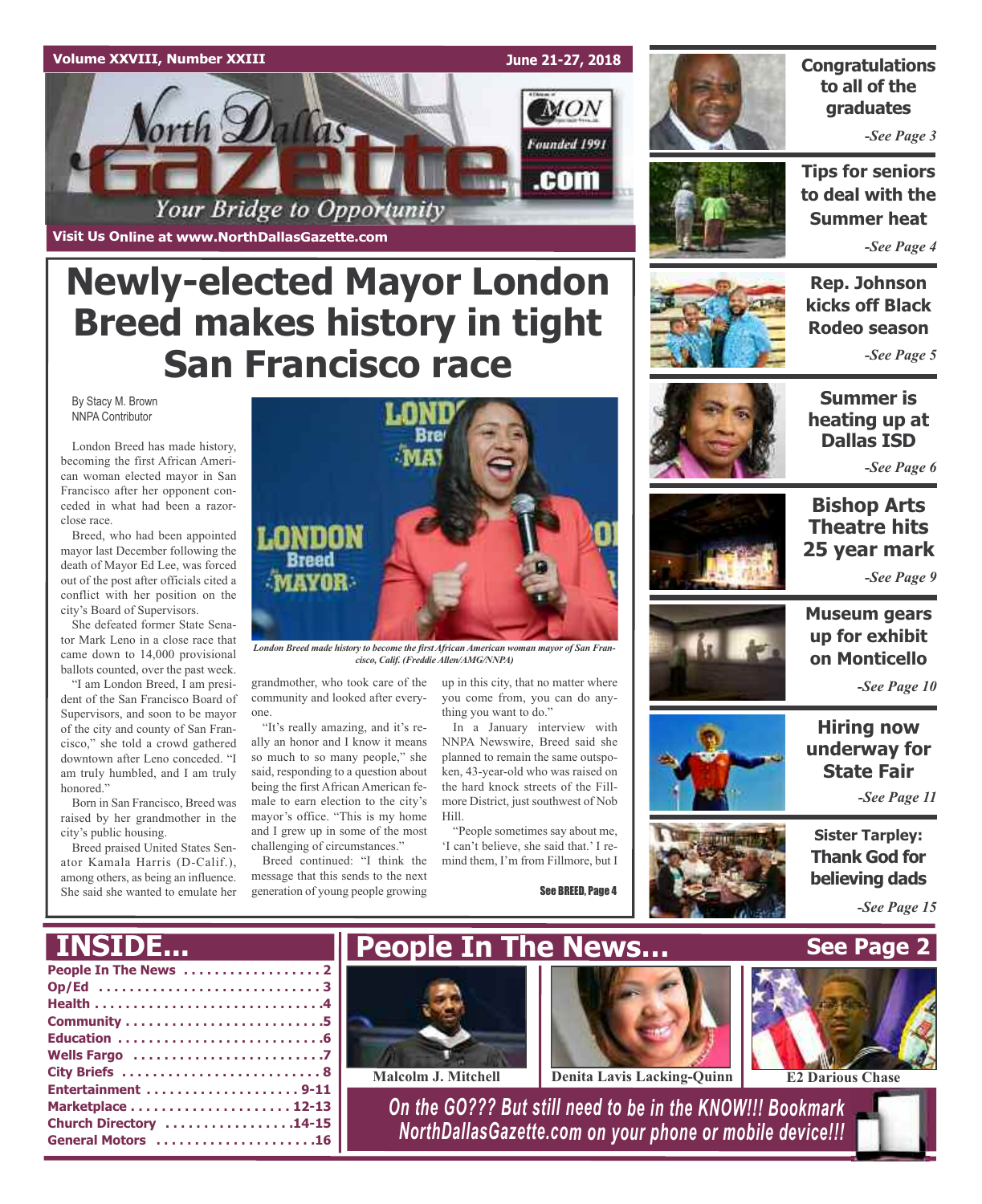Volume XXVIII, Number XXIII — June 21-27, 2018

# North Dallas Gazette

*Your Bridge to Opportunity*

Founded 1991

Visit Us Online at www.NorthDallasGazette.com

# Newly-elected Mayor London Breed makes history in tight San Francisco race

By Stacy M. Brown
NNPA Contributor

London Breed has made history, becoming the first African American woman elected mayor in San Francisco after her opponent conceded in what had been a razor-close race.

Breed, who had been appointed mayor last December following the death of Mayor Ed Lee, was forced out of the post after officials cited a conflict with her position on the city's Board of Supervisors.

She defeated former State Senator Mark Leno in a close race that came down to 14,000 provisional ballots counted, over the past week.

"I am London Breed, I am president of the San Francisco Board of Supervisors, and soon to be mayor of the city and county of San Francisco," she told a crowd gathered downtown after Leno conceded. "I am truly humbled, and I am truly honored."

Born in San Francisco, Breed was raised by her grandmother in the city's public housing.

Breed praised United States Senator Kamala Harris (D-Calif.), among others, as being an influence. She said she wanted to emulate her grandmother, who took care of the community and looked after everyone.

"It's really amazing, and it's really an honor and I know it means so much to so many people," she said, responding to a question about being the first African American female to earn election to the city's mayor's office. "This is my home and I grew up in some of the most challenging of circumstances."

Breed continued: "I think the message that this sends to the next generation of young people growing up in this city, that no matter where you come from, you can do anything you want to do."

In a January interview with NNPA Newswire, Breed said she planned to remain the same outspoken, 43-year-old who was raised on the hard knock streets of the Fillmore District, just southwest of Nob Hill.

"People sometimes say about me, 'I can't believe, she said that.' I remind them, I'm from Fillmore, but I

See BREED, Page 4

*London Breed made history to become the first African American woman mayor of San Francisco, Calif. (Freddie Allen/AMG/NNPA)*

---

**Congratulations to all of the graduates** -See Page 3

**Tips for seniors to deal with the Summer heat** -See Page 4

**Rep. Johnson kicks off Black Rodeo season** -See Page 5

**Summer is heating up at Dallas ISD** -See Page 6

**Bishop Arts Theatre hits 25 year mark** -See Page 9

**Museum gears up for exhibit on Monticello** -See Page 10

**Hiring now underway for State Fair** -See Page 11

**Sister Tarpley: Thank God for believing dads** -See Page 15

---

## INSIDE...

- People In The News .................. 2
- Op/Ed .................. 3
- Health .................. 4
- Community .................. 5
- Education .................. 6
- Wells Fargo .................. 7
- City Briefs .................. 8
- Entertainment .................. 9-11
- Marketplace .................. 12-13
- Church Directory .................. 14-15
- General Motors .................. 16

## People In The News... See Page 2

Malcolm J. Mitchell

Denita Lavis Lacking-Quinn

E2 Darious Chase

*On the GO??? But still need to be in the KNOW!!! Bookmark NorthDallasGazette.com on your phone or mobile device!!!*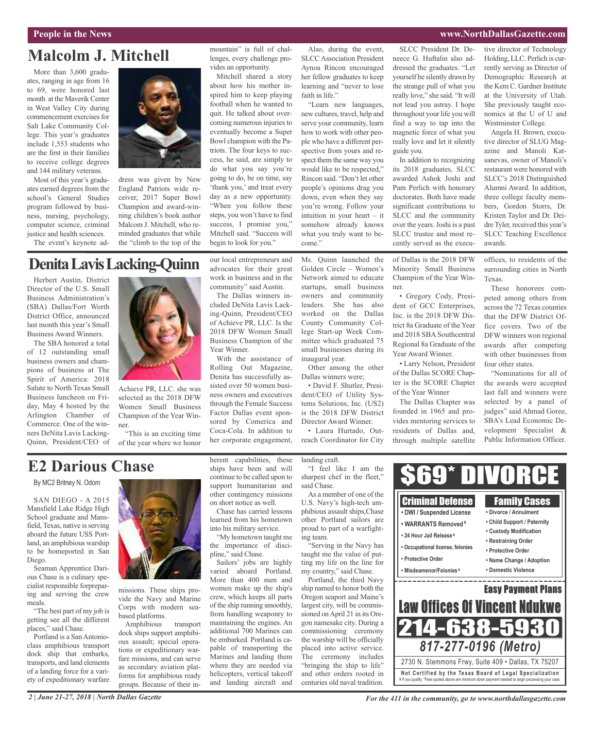## Malcolm J. Mitchell

More than 3,600 graduates, ranging in age from 16 to 69, were honored last month at the Maverik Center in West Valley City during commencement exercises for Salt Lake Community College. This year's graduates include 1,553 students who are the first in their families to receive college degrees and 144 military veterans.

Most of this year's graduates earned degrees from the school's General Studies program followed by business, nursing, psychology, computer science, criminal justice and health sciences.

The event's keynote address was given by New England Patriots wide receiver, 2017 Super Bowl Champion and award-winning children's book author Malcom J. Mitchell, who reminded graduates that while the "climb to the top of the mountain" is full of challenges, every challenge provides an opportunity.

Mitchell shared a story about how his mother inspired him to keep playing football when he wanted to quit. He talked about overcoming numerous injuries to eventually become a Super Bowl champion with the Patriots. The four keys to success, he said, are simply to do what you say you're going to do, be on time, say 'thank you,' and treat every day as a new opportunity. "When you follow these steps, you won't have to find success, I promise you," Mitchell said. "Success will begin to look for you."

Also, during the event, SLCC Association President Aynoa Rincon encouraged her fellow graduates to keep learning and "never to lose faith in life."

"Learn new languages, new cultures, travel, help and serve your community, learn how to work with other people who have a different perspective from yours and respect them the same way you would like to be respected," Rincon said. "Don't let other people's opinions drag you down, even when they say you're wrong. Follow your intuition in your heart – it somehow already knows what you truly want to become."

SLCC President Dr. Deneece G. Huftalin also addressed the graduates. "Let yourself be silently drawn by the strange pull of what you really love," she said. "It will not lead you astray. I hope throughout your life you will find a way to tap into the magnetic force of what you really love and let it silently guide you.

In addition to recognizing its 2018 graduates, SLCC awarded Ashok Joshi and Pam Perlich with honorary doctorates. Both have made significant contributions to SLCC and the community over the years. Joshi is a past SLCC trustee and most recently served as the executive director of Technology Holding, LLC. Perlich is currently serving as Director of Demographic Research at the Kem C. Gardner Institute at the University of Utah. She previously taught economics at the U of U and Westminster College.

Angela H. Brown, executive director of SLUG Magazine and Manoli Katsanevas, owner of Manoli's restaurant were honored with SLCC's 2018 Distinguished Alumni Award. In addition, three college faculty members, Gordon Storrs, Dr. Kristen Taylor and Dr. Deidre Tyler, received this year's SLCC Teaching Excellence awards.

## Denita Lavis Lacking-Quinn

Herbert Austin, District Director of the U.S. Small Business Administration's (SBA) Dallas/Fort Worth District Office, announced last month this year's Small Business Award Winners.

The SBA honored a total of 12 outstanding small business owners and champions of business at The Spirit of America: 2018 Salute to North Texas Small Business luncheon on Friday, May 4 hosted by the Arlington Chamber of Commerce. One of the winners DeNita Lavis Lacking-Quinn, President/CEO of Achieve PR, LLC. she was selected as the 2018 DFW Women Small Business Champion of the Year Winner.

"This is an exciting time of the year where we honor our local entrepreneurs and advocates for their great work in business and in the community" said Austin.

The Dallas winners included DeNita Lavis Lacking-Quinn, President/CEO of Achieve PR, LLC. Is the 2018 DFW Women Small Business Champion of the Year Winner.

With the assistance of Rolling Out Magazine, Denita has successfully assisted over 50 women business owners and executives through the Female Success Factor Dallas event sponsored by Comerica and Coca-Cola. In addition to her corporate engagement, Ms. Quinn launched the Golden Circle – Women's Network aimed to educate startups, small business owners and community leaders. She has also worked on the Dallas County Community College Start-up Week Committee which graduated 75 small businesses during its inaugural year.

Other among the other Dallas winners were;

• David F. Shutler, President/CEO of Utility Systems Solutions, Inc. (US2) is the 2018 DFW District Director Award Winner.

• Laura Hurtado, Outreach Coordinator for City of Dallas is the 2018 DFW Minority Small Business Champion of the Year Winner.

• Gregory Cody, President of GCC Enterprises, Inc. is the 2018 DFW District 8a Graduate of the Year and 2018 SBA Southcentral Regional 8a Graduate of the Year Award Winner.

• Larry Nelson, President of the Dallas SCORE Chapter is the SCORE Chapter of the Year Winner

The Dallas Chapter was founded in 1965 and provides mentoring services to residents of Dallas and, through multiple satellite offices, to residents of the surrounding cities in North Texas.

These honorees competed among others from across the 72 Texas counties that the DFW District Office covers. Two of the DFW winners won regional awards after competing with other businesses from four other states.

"Nominations for all of the awards were accepted last fall and winners were selected by a panel of judges" said Ahmad Goree, SBA's Lead Economic Development Specialist & Public Information Officer.

## E2 Darious Chase

By MC2 Britney N. Odom

SAN DIEGO - A 2015 Mansfield Lake Ridge High School graduate and Mansfield, Texas, native is serving aboard the future USS Portland, an amphibious warship to be homeported in San Diego.

Seaman Apprentice Darious Chase is a culinary specialist responsible forpreparing and serving the crew meals.

"The best part of my job is getting see all the different places," said Chase.

Portland is a San Antonio-class amphibious transport dock ship that embarks, transports, and land elements of a landing force for a variety of expeditionary warfare missions. These ships provide the Navy and Marine Corps with modern sea-based platforms.

Amphibious transport dock ships support amphibious assault; special operations or expeditionary warfare missions, and can serve as secondary aviation platforms for amphibious ready groups. Because of their inherent capabilities, these ships have been and will continue to be called upon to support humanitarian and other contingency missions on short notice as well.

Chase has carried lessons learned from his hometown into his military service.

"My hometown taught me the importance of discipline," said Chase.

Sailors' jobs are highly varied aboard Portland. More than 400 men and women make up the ship's crew, which keeps all parts of the ship running smoothly, from handling weaponry to maintaining the engines. An additional 700 Marines can be embarked. Portland is capable of transporting the Marines and landing them where they are needed via helicopters, vertical takeoff and landing aircraft and landing craft.

"I feel like I am the sharpest chef in the fleet," said Chase.

As a member of one of the U.S. Navy's high-tech amphibious assault ships,Chase other Portland sailors are proud to part of a warfighting team.

"Serving in the Navy has taught me the value of putting my life on the line for my country," said Chase.

Portland, the third Navy ship named to honor both the Oregon seaport and Maine's largest city, will be commissioned on April 21 in its Oregon namesake city. During a commissioning ceremony the warship will be officially placed into active service. The ceremony includes "bringing the ship to life" and other orders rooted in centuries old naval tradition.

---

**$69\* DIVORCE**

**Criminal Defense**
- DWI / Suspended License
- WARRANTS Removed ¥
- 24 Hour Jail Release ¥
- Occupational license, felonies
- Protective Order
- Misdeamenor/Felonies ¥

**Family Cases**
- Divorce / Annulment
- Child Support / Paternity
- Custody Modification
- Restraining Order
- Protective Order
- Name Change / Adoption
- Domestic Violence

**Easy Payment Plans**

**Law Offices Of Vincent Ndukwe**

**214-638-5930**

*817-277-0196 (Metro)*

2730 N. Stemmons Frwy, Suite 409 • Dallas, TX 75207

**Not Certified by the Texas Board of Legal Specialization**

¥ If you qualify. \*Fees quoted above are minimum down payment needed to begin processing your case.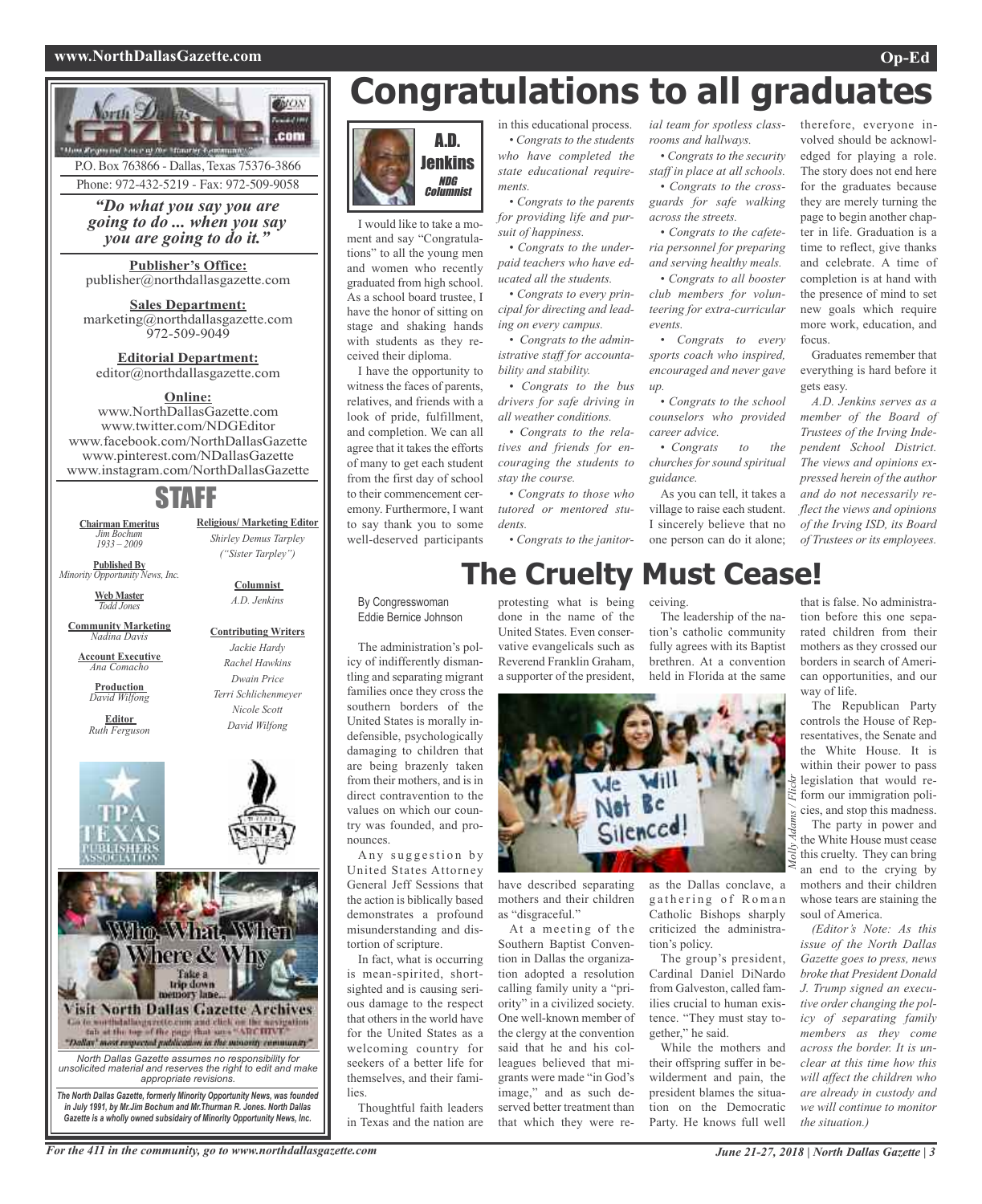P.O. Box 763866 - Dallas, Texas 75376-3866
Phone: 972-432-5219 - Fax: 972-509-9058

*"Do what you say you are going to do ... when you say you are going to do it."*

**Publisher's Office:**
publisher@northdallasgazette.com

**Sales Department:**
marketing@northdallasgazette.com
972-509-9049

**Editorial Department:**
editor@northdallasgazette.com

**Online:**
www.NorthDallasGazette.com
www.twitter.com/NDGEditor
www.facebook.com/NorthDallasGazette
www.pinterest.com/NDallasGazette
www.instagram.com/NorthDallasGazette

## STAFF

**Chairman Emeritus**
*Jim Bochum*
*1933 – 2009*

**Published By**
*Minority Opportunity News, Inc.*

**Web Master**
*Todd Jones*

**Community Marketing**
*Nadina Davis*

**Account Executive**
*Ana Comacho*

**Production**
*David Wilfong*

**Editor**
*Ruth Ferguson*

**Religious/ Marketing Editor**
*Shirley Demus Tarpley*
*("Sister Tarpley")*

**Columnist**
*A.D. Jenkins*

**Contributing Writers**
*Jackie Hardy*
*Rachel Hawkins*
*Dwain Price*
*Terri Schlichenmeyer*
*Nicole Scott*
*David Wilfong*

Who, What, When Where & Why
Take a trip down memory lane...
Visit North Dallas Gazette Archives
Go to northdallasgazette.com and click on the navigation tab at the top of the page that says "ARCHIVE"
"Dallas' most respected publication in the minority community"

*North Dallas Gazette assumes no responsibility for unsolicited material and reserves the right to edit and make appropriate revisions.*

***The North Dallas Gazette, formerly Minority Opportunity News, was founded in July 1991, by Mr.Jim Bochum and Mr.Thurman R. Jones. North Dallas Gazette is a wholly owned subsidairy of Minority Opportunity News, Inc.***

# Congratulations to all graduates

A.D. Jenkins
*NDG Columnist*

I would like to take a moment and say "Congratulations" to all the young men and women who recently graduated from high school. As a school board trustee, I have the honor of sitting on stage and shaking hands with students as they received their diploma.

I have the opportunity to witness the faces of parents, relatives, and friends with a look of pride, fulfillment, and completion. We can all agree that it takes the efforts of many to get each student from the first day of school to their commencement ceremony. Furthermore, I want to say thank you to some well-deserved participants in this educational process.

- *Congrats to the students who have completed the state educational requirements.*
- *Congrats to the parents for providing life and pursuit of happiness.*
- *Congrats to the underpaid teachers who have educated all the students.*
- *Congrats to every principal for directing and leading on every campus.*
- *Congrats to the administrative staff for accountability and stability.*
- *Congrats to the bus drivers for safe driving in all weather conditions.*
- *Congrats to the relatives and friends for encouraging the students to stay the course.*
- *Congrats to those who tutored or mentored students.*
- *Congrats to the janitorial team for spotless classrooms and hallways.*
- *Congrats to the security staff in place at all schools.*
- *Congrats to the crossguards for safe walking across the streets.*
- *Congrats to the cafeteria personnel for preparing and serving healthy meals.*
- *Congrats to all booster club members for volunteering for extra-curricular events.*
- *Congrats to every sports coach who inspired, encouraged and never gave up.*
- *Congrats to the school counselors who provided career advice.*
- *Congrats to the churches for sound spiritual guidance.*

As you can tell, it takes a village to raise each student. I sincerely believe that no one person can do it alone; therefore, everyone involved should be acknowledged for playing a role. The story does not end here for the graduates because they are merely turning the page to begin another chapter in life. Graduation is a time to reflect, give thanks and celebrate. A time of completion is at hand with the presence of mind to set new goals which require more work, education, and focus.

Graduates remember that everything is hard before it gets easy.

*A.D. Jenkins serves as a member of the Board of Trustees of the Irving Independent School District. The views and opinions expressed herein of the author and do not necessarily reflect the views and opinions of the Irving ISD, its Board of Trustees or its employees.*

# The Cruelty Must Cease!

By Congresswoman Eddie Bernice Johnson

The administration's policy of indifferently dismantling and separating migrant families once they cross the southern borders of the United States is morally indefensible, psychologically damaging to children that are being brazenly taken from their mothers, and is in direct contravention to the values on which our country was founded, and pronounces.

Any suggestion by United States Attorney General Jeff Sessions that the action is biblically based demonstrates a profound misunderstanding and distortion of scripture.

In fact, what is occurring is mean-spirited, short-sighted and is causing serious damage to the respect that others in the world have for the United States as a welcoming country for seekers of a better life for themselves, and their families.

Thoughtful faith leaders in Texas and the nation are protesting what is being done in the name of the United States. Even conservative evangelicals such as Reverend Franklin Graham, a supporter of the president, have described separating mothers and their children as "disgraceful."

At a meeting of the Southern Baptist Convention in Dallas the organization adopted a resolution calling family unity a "priority" in a civilized society. One well-known member of the clergy at the convention said that he and his colleagues believed that migrants were made "in God's image," and as such deserved better treatment than that which they were receiving.

*Molly Adams / Flickr*

The leadership of the nation's catholic community fully agrees with its Baptist brethren. At a convention held in Florida at the same as the Dallas conclave, a gathering of Roman Catholic Bishops sharply criticized the administration's policy.

The group's president, Cardinal Daniel DiNardo from Galveston, called families crucial to human existence. "They must stay together," he said.

While the mothers and their offspring suffer in bewilderment and pain, the president blames the situation on the Democratic Party. He knows full well that is false. No administration before this one separated children from their mothers as they crossed our borders in search of American opportunities, and our way of life.

The Republican Party controls the House of Representatives, the Senate and the White House. It is within their power to pass legislation that would reform our immigration policies, and stop this madness.

The party in power and the White House must cease this cruelty. They can bring an end to the crying by mothers and their children whose tears are staining the soul of America.

*(Editor's Note: As this issue of the North Dallas Gazette goes to press, news broke that President Donald J. Trump signed an executive order changing the policy of separating family members as they come across the border. It is unclear at this time how this will affect the children who are already in custody and we will continue to monitor the situation.)*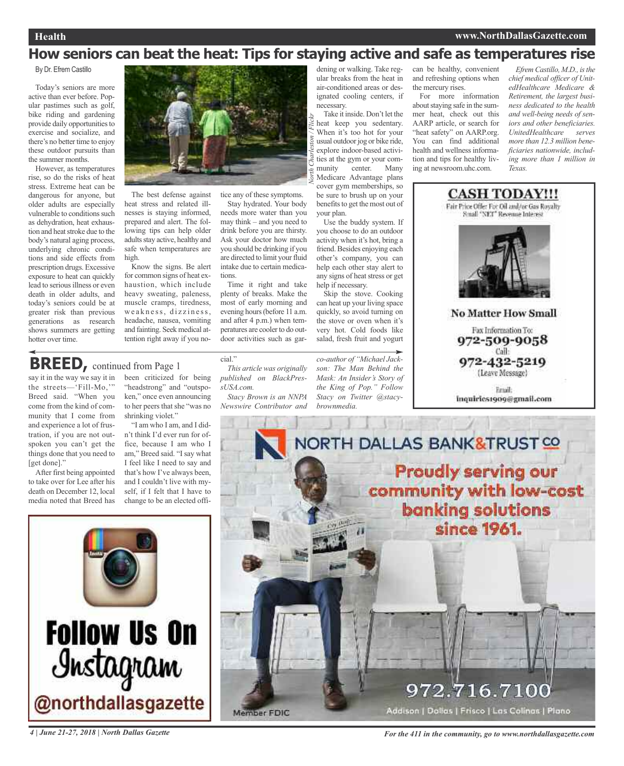# How seniors can beat the heat: Tips for staying active and safe as temperatures rise

By Dr. Efrem Castillo

Today's seniors are more active than ever before. Popular pastimes such as golf, bike riding and gardening provide daily opportunities to exercise and socialize, and there's no better time to enjoy these outdoor pursuits than the summer months.

However, as temperatures rise, so do the risks of heat stress. Extreme heat can be dangerous for anyone, but older adults are especially vulnerable to conditions such as dehydration, heat exhaustion and heat stroke due to the body's natural aging process, underlying chronic conditions and side effects from prescription drugs. Excessive exposure to heat can quickly lead to serious illness or even death in older adults, and today's seniors could be at greater risk than previous generations as research shows summers are getting hotter over time.

*North Charleston / Flickr*

The best defense against heat stress and related illnesses is staying informed, prepared and alert. The following tips can help older adults stay active, healthy and safe when temperatures are high.

Know the signs. Be alert for common signs of heat exhaustion, which include heavy sweating, paleness, muscle cramps, tiredness, weakness, dizziness, headache, nausea, vomiting and fainting. Seek medical attention right away if you notice any of these symptoms.

Stay hydrated. Your body needs more water than you may think – and you need to drink before you are thirsty. Ask your doctor how much you should be drinking if you are directed to limit your fluid intake due to certain medications.

Time it right and take plenty of breaks. Make the most of early morning and evening hours (before 11 a.m. and after 4 p.m.) when temperatures are cooler to do outdoor activities such as gardening or walking. Take regular breaks from the heat in air-conditioned areas or designated cooling centers, if necessary.

Take it inside. Don't let the heat keep you sedentary. When it's too hot for your usual outdoor jog or bike ride, explore indoor-based activities at the gym or your community center. Many Medicare Advantage plans cover gym memberships, so be sure to brush up on your benefits to get the most out of your plan.

Use the buddy system. If you choose to do an outdoor activity when it's hot, bring a friend. Besides enjoying each other's company, you can help each other stay alert to any signs of heat stress or get help if necessary.

Skip the stove. Cooking can heat up your living space quickly, so avoid turning on the stove or oven when it's very hot. Cold foods like salad, fresh fruit and yogurt can be healthy, convenient and refreshing options when the mercury rises.

For more information about staying safe in the summer heat, check out this AARP article, or search for "heat safety" on AARP.org. You can find additional health and wellness information and tips for healthy living at newsroom.uhc.com.

*Efrem Castillo, M.D., is the chief medical officer of UnitedHealthcare Medicare & Retirement, the largest business dedicated to the health and well-being needs of seniors and other beneficiaries. UnitedHealthcare serves more than 12.3 million beneficiaries nationwide, including more than 1 million in Texas.*

**CASH TODAY!!!**

Fair Price Offer For Oil and/or Gas Royalty Small "NET" Revenue Interest

**No Matter How Small**

Fax Information To:
972-509-9058
Call:
972-432-5219
(Leave Message)

Email:
inquiries1909@gmail.com

## BREED, continued from Page 1

say it in the way we say it in the streets—'Fill-Mo,'" Breed said. "When you come from the kind of community that I come from and experience a lot of frustration, if you are not outspoken you can't get the things done that you need to [get done]."

After first being appointed to take over for Lee after his death on December 12, local media noted that Breed has been criticized for being "headstrong" and "outspoken," once even announcing to her peers that she "was no shrinking violet."

"I am who I am, and I didn't think I'd ever run for office, because I am who I am," Breed said. "I say what I feel like I need to say and that's how I've always been, and I couldn't live with myself, if I felt that I have to change to be an elected official."

*This article was originally published on BlackPressUSA.com.*

*Stacy Brown is an NNPA Newswire Contributor and co-author of "Michael Jackson: The Man Behind the Mask: An Insider's Story of the King of Pop." Follow Stacy on Twitter @stacybrownmedia.*

**Follow Us On Instagram**
@northdallasgazette

**NORTH DALLAS BANK & TRUST CO**

Proudly serving our community with low-cost banking solutions since 1961.

972.716.7100

Member FDIC

Addison | Dallas | Frisco | Las Colinas | Plano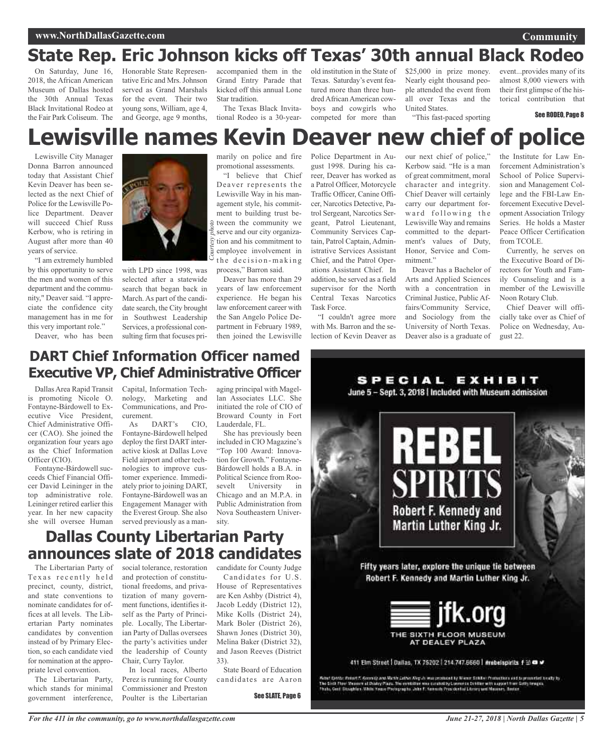# State Rep. Eric Johnson kicks off Texas' 30th annual Black Rodeo

On Saturday, June 16, 2018, the African American Museum of Dallas hosted the 30th Annual Texas Black Invitational Rodeo at the Fair Park Coliseum. The Honorable State Representative Eric and Mrs. Johnson served as Grand Marshals for the event. Their two young sons, William, age 4, and George, age 9 months, accompanied them in the Grand Entry Parade that kicked off this annual Lone Star tradition.

The Texas Black Invitational Rodeo is a 30-year-old institution in the State of Texas. Saturday's event featured more than three hundred African American cowboys and cowgirls who competed for more than $25,000 in prize money. Nearly eight thousand people attended the event from all over Texas and the United States.

"This fast-paced sporting event...provides many of its almost 8,000 viewers with their first glimpse of the historical contribution that

See RODEO, Page 8

# Lewisville names Kevin Deaver new chief of police

Lewisville City Manager Donna Barron announced today that Assistant Chief Kevin Deaver has been selected as the next Chief of Police for the Lewisville Police Department. Deaver will succeed Chief Russ Kerbow, who is retiring in August after more than 40 years of service.

"I am extremely humbled by this opportunity to serve the men and women of this department and the community," Deaver said. "I appreciate the confidence city management has in me for this very important role."

*Courtesy photo*

Deaver, who has been with LPD since 1998, was selected after a statewide search that began back in March. As part of the candidate search, the City brought in Southwest Leadership Services, a professional consulting firm that focuses primarily on police and fire promotional assessments.

"I believe that Chief Deaver represents the Lewisville Way in his management style, his commitment to building trust between the community we serve and our city organization and his commitment to employee involvement in the decision-making process," Barron said.

Deaver has more than 29 years of law enforcement experience. He began his law enforcement career with the San Angelo Police Department in February 1989, then joined the Lewisville Police Department in August 1998. During his career, Deaver has worked as a Patrol Officer, Motorcycle Traffic Officer, Canine Officer, Narcotics Detective, Patrol Sergeant, Narcotics Sergeant, Patrol Lieutenant, Community Services Captain, Patrol Captain, Administrative Services Assistant Chief, and the Patrol Operations Assistant Chief. In addition, he served as a field supervisor for the North Central Texas Narcotics Task Force.

"I couldn't agree more with Ms. Barron and the selection of Kevin Deaver as our next chief of police," Kerbow said. "He is a man of great commitment, moral character and integrity. Chief Deaver will certainly carry our department forward following the Lewisville Way and remains committed to the department's values of Duty, Honor, Service and Commitment."

Deaver has a Bachelor of Arts and Applied Sciences with a concentration in Criminal Justice, Public Affairs/Community Service, and Sociology from the University of North Texas. Deaver also is a graduate of the Institute for Law Enforcement Administration's School of Police Supervision and Management College and the FBI-Law Enforcement Executive Development Association Trilogy Series. He holds a Master Peace Officer Certification from TCOLE.

Currently, he serves on the Executive Board of Directors for Youth and Family Counseling and is a member of the Lewisville Noon Rotary Club.

Chief Deaver will officially take over as Chief of Police on Wednesday, August 22.

## DART Chief Information Officer named Executive VP, Chief Administrative Officer

Dallas Area Rapid Transit is promoting Nicole O. Fontayne-Bárdowell to Executive Vice President, Chief Administrative Officer (CAO). She joined the organization four years ago as the Chief Information Officer (CIO).

Fontayne-Bárdowell succeeds Chief Financial Officer David Leininger in the top administrative role. Leininger retired earlier this year. In her new capacity she will oversee Human Capital, Information Technology, Marketing and Communications, and Procurement.

As DART's CIO, Fontayne-Bárdowell helped deploy the first DART interactive kiosk at Dallas Love Field airport and other technologies to improve customer experience. Immediately prior to joining DART, Fontayne-Bárdowell was an Engagement Manager with the Everest Group. She also served previously as a managing principal with Magellan Associates LLC. She initiated the role of CIO of Broward County in Fort Lauderdale, FL.

She has previously been included in CIO Magazine's "Top 100 Award: Innovation for Growth." Fontayne-Bárdowell holds a B.A. in Political Science from Roosevelt University in Chicago and an M.P.A. in Public Administration from Nova Southeastern University.

## Dallas County Libertarian Party announces slate of 2018 candidates

The Libertarian Party of Texas recently held precinct, county, district, and state conventions to nominate candidates for offices at all levels. The Libertarian Party nominates candidates by convention instead of by Primary Election, so each candidate vied for nomination at the appropriate level convention.

The Libertarian Party, which stands for minimal government interference, social tolerance, restoration and protection of constitutional freedoms, and privatization of many government functions, identifies itself as the Party of Principle. Locally, The Libertarian Party of Dallas oversees the party's activities under the leadership of County Chair, Curry Taylor.

In local races, Alberto Perez is running for County Commissioner and Preston Poulter is the Libertarian candidate for County Judge

Candidates for U.S. House of Representatives are Ken Ashby (District 4), Jacob Leddy (District 12), Mike Kolls (District 24), Mark Boler (District 26), Shawn Jones (District 30), Melina Baker (District 32), and Jason Reeves (District 33).

State Board of Education candidates are Aaron

See SLATE, Page 6

SPECIAL EXHIBIT

June 5 – Sept. 3, 2018 | Included with Museum admission

REBEL SPIRITS

Robert F. Kennedy and Martin Luther King Jr.

Fifty years later, explore the unique tie between Robert F. Kennedy and Martin Luther King Jr.

jfk.org

THE SIXTH FLOOR MUSEUM AT DEALEY PLAZA

411 Elm Street | Dallas, TX 75202 | 214.747.6660 | #rebelspirits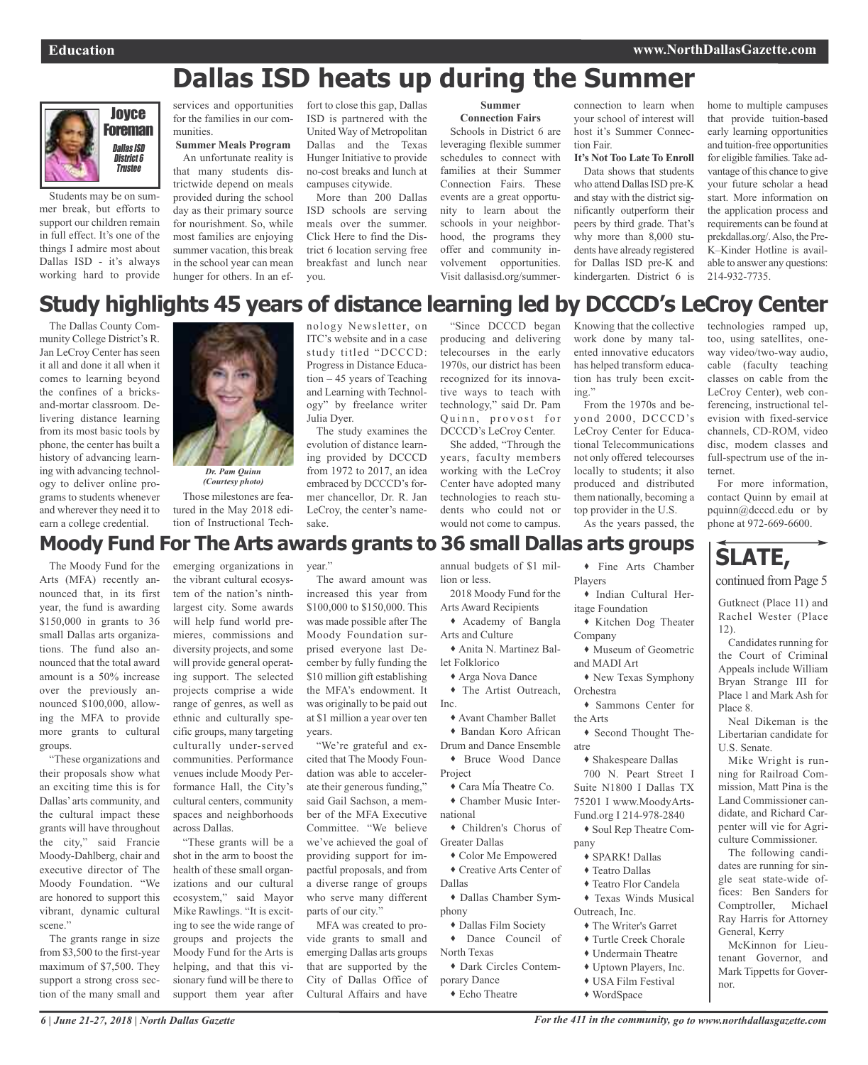# Dallas ISD heats up during the Summer

**Joyce Foreman**
*Dallas ISD District 6 Trustee*

Students may be on summer break, but efforts to support our children remain in full effect. It's one of the things I admire most about Dallas ISD - it's always working hard to provide services and opportunities for the families in our communities.

**Summer Meals Program**

An unfortunate reality is that many students districtwide depend on meals provided during the school day as their primary source for nourishment. So, while most families are enjoying summer vacation, this break in the school year can mean hunger for others. In an effort to close this gap, Dallas ISD is partnered with the United Way of Metropolitan Dallas and the Texas Hunger Initiative to provide no-cost breaks and lunch at campuses citywide.

More than 200 Dallas ISD schools are serving meals over the summer. Click Here to find the District 6 location serving free breakfast and lunch near you.

**Summer Connection Fairs**

Schools in District 6 are leveraging flexible summer schedules to connect with families at their Summer Connection Fairs. These events are a great opportunity to learn about the schools in your neighborhood, the programs they offer and community involvement opportunities. Visit dallasisd.org/summer-connection to learn when your school of interest will host it's Summer Connection Fair.

**It's Not Too Late To Enroll**

Data shows that students who attend Dallas ISD pre-K and stay with the district significantly outperform their peers by third grade. That's why more than 8,000 students have already registered for Dallas ISD pre-K and kindergarten. District 6 is home to multiple campuses that provide tuition-based early learning opportunities and tuition-free opportunities for eligible families. Take advantage of this chance to give your future scholar a head start. More information on the application process and requirements can be found at prekdallas.org/. Also, the Pre-K–Kinder Hotline is available to answer any questions: 214-932-7735.

# Study highlights 45 years of distance learning led by DCCCD's LeCroy Center

The Dallas County Community College District's R. Jan LeCroy Center has seen it all and done it all when it comes to learning beyond the confines of a bricks-and-mortar classroom. Delivering distance learning from its most basic tools by phone, the center has built a history of advancing learning with advancing technology to deliver online programs to students whenever and wherever they need it to earn a college credential.

*Dr. Pam Quinn (Courtesy photo)*

Those milestones are featured in the May 2018 edition of Instructional Technology Newsletter, on ITC's website and in a case study titled "DCCCD: Progress in Distance Education – 45 years of Teaching and Learning with Technology" by freelance writer Julia Dyer.

The study examines the evolution of distance learning provided by DCCCD from 1972 to 2017, an idea embraced by DCCCD's former chancellor, Dr. R. Jan LeCroy, the center's namesake.

"Since DCCCD began producing and delivering telecourses in the early 1970s, our district has been recognized for its innovative ways to teach with technology," said Dr. Pam Quinn, provost for DCCCD's LeCroy Center.

She added, "Through the years, faculty members working with the LeCroy Center have adopted many technologies to reach students who could not or would not come to campus. Knowing that the collective work done by many talented innovative educators has helped transform education has truly been exciting."

From the 1970s and beyond 2000, DCCCD's LeCroy Center for Educational Telecommunications not only offered telecourses locally to students; it also produced and distributed them nationally, becoming a top provider in the U.S.

As the years passed, the technologies ramped up, too, using satellites, one-way video/two-way audio, cable (faculty teaching classes on cable from the LeCroy Center), web conferencing, instructional television with fixed-service channels, CD-ROM, video disc, modem classes and full-spectrum use of the internet.

For more information, contact Quinn by email at pquinn@dcccd.edu or by phone at 972-669-6600.

# Moody Fund For The Arts awards grants to 36 small Dallas arts groups

The Moody Fund for the Arts (MFA) recently announced that, in its first year, the fund is awarding $150,000 in grants to 36 small Dallas arts organizations. The fund also announced that the total award amount is a 50% increase over the previously announced $100,000, allowing the MFA to provide more grants to cultural groups.

"These organizations and their proposals show what an exciting time this is for Dallas' arts community, and the cultural impact these grants will have throughout the city," said Francie Moody-Dahlberg, chair and executive director of The Moody Foundation. "We are honored to support this vibrant, dynamic cultural scene."

The grants range in size from $3,500 to the first-year maximum of $7,500. They support a strong cross section of the many small and emerging organizations in the vibrant cultural ecosystem of the nation's ninth-largest city. Some awards will help fund world premieres, commissions and diversity projects, and some will provide general operating support. The selected projects comprise a wide range of genres, as well as ethnic and culturally specific groups, many targeting culturally under-served communities. Performance venues include Moody Performance Hall, the City's cultural centers, community spaces and neighborhoods across Dallas.

"These grants will be a shot in the arm to boost the health of these small organizations and our cultural ecosystem," said Mayor Mike Rawlings. "It is exciting to see the wide range of groups and projects the Moody Fund for the Arts is helping, and that this visionary fund will be there to support them year after year."

The award amount was increased this year from $100,000 to $150,000. This was made possible after The Moody Foundation surprised everyone last December by fully funding the $10 million gift establishing the MFA's endowment. It was originally to be paid out at $1 million a year over ten years.

"We're grateful and excited that The Moody Foundation was able to accelerate their generous funding," said Gail Sachson, a member of the MFA Executive Committee. "We believe we've achieved the goal of providing support for impactful proposals, and from a diverse range of groups who serve many different parts of our city."

MFA was created to provide grants to small and emerging Dallas arts groups that are supported by the City of Dallas Office of Cultural Affairs and have annual budgets of $1 million or less.

2018 Moody Fund for the Arts Award Recipients

- Academy of Bangla Arts and Culture
- Anita N. Martinez Ballet Folklorico
- Arga Nova Dance
- The Artist Outreach, Inc.
- Avant Chamber Ballet
- Bandan Koro African Drum and Dance Ensemble
- Bruce Wood Dance Project
- Cara Mía Theatre Co.
- Chamber Music International
- Children's Chorus of Greater Dallas
- Color Me Empowered
- Creative Arts Center of Dallas
- Dallas Chamber Symphony
- Dallas Film Society
- Dance Council of North Texas
- Dark Circles Contemporary Dance
- Echo Theatre
- Fine Arts Chamber Players
- Indian Cultural Heritage Foundation
- Kitchen Dog Theater Company
- Museum of Geometric and MADI Art
- New Texas Symphony Orchestra
- Sammons Center for the Arts
- Second Thought Theatre
- Shakespeare Dallas

700 N. Peart Street I Suite N1800 I Dallas TX 75201 I www.MoodyArts-Fund.org I 214-978-2840

- Soul Rep Theatre Company
- SPARK! Dallas
- Teatro Dallas
- Teatro Flor Candela
- Texas Winds Musical Outreach, Inc.
- The Writer's Garret
- Turtle Creek Chorale
- Undermain Theatre
- Uptown Players, Inc.
- USA Film Festival
- WordSpace

## SLATE,

continued from Page 5

Gutknect (Place 11) and Rachel Wester (Place 12).

Candidates running for the Court of Criminal Appeals include William Bryan Strange III for Place 1 and Mark Ash for Place 8.

Neal Dikeman is the Libertarian candidate for U.S. Senate.

Mike Wright is running for Railroad Commission, Matt Pina is the Land Commissioner candidate, and Richard Carpenter will vie for Agriculture Commissioner.

The following candidates are running for single seat state-wide offices: Ben Sanders for Comptroller, Michael Ray Harris for Attorney General, Kerry McKinnon for Lieutenant Governor, and Mark Tippetts for Governor.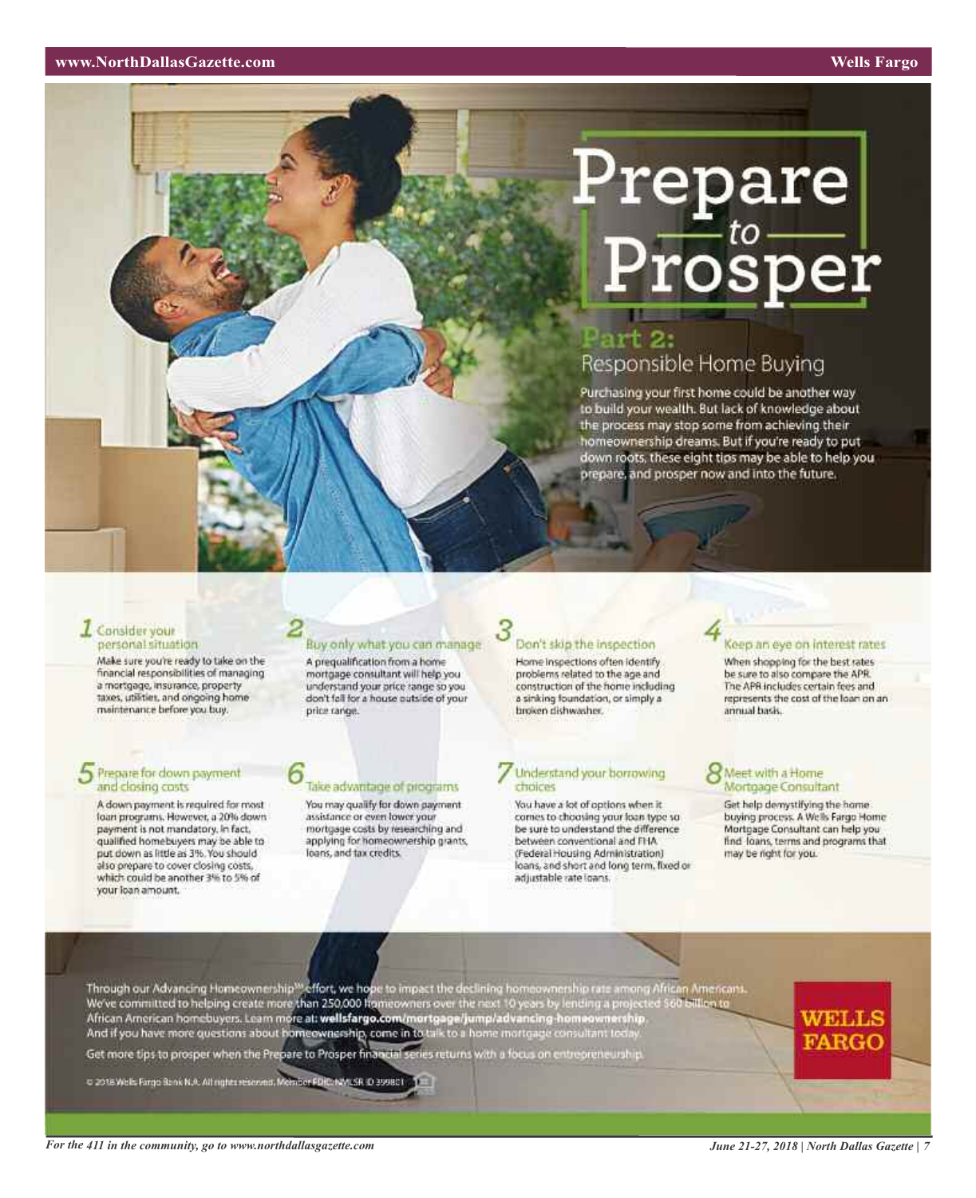# Prepare to Prosper

## Part 2: Responsible Home Buying

Purchasing your first home could be another way to build your wealth. But lack of knowledge about the process may stop some from achieving their homeownership dreams. But if you're ready to put down roots, these eight tips may be able to help you prepare, and prosper now and into the future.

### 1 Consider your personal situation

Make sure you're ready to take on the financial responsibilities of managing a mortgage, insurance, property taxes, utilities, and ongoing home maintenance before you buy.

### 2 Buy only what you can manage

A prequalification from a home mortgage consultant will help you understand your price range so you don't fall for a house outside of your price range.

### 3 Don't skip the inspection

Home inspections often identify problems related to the age and construction of the home including a sinking foundation, or simply a broken dishwasher.

### 4 Keep an eye on interest rates

When shopping for the best rates be sure to also compare the APR. The APR includes certain fees and represents the cost of the loan on an annual basis.

### 5 Prepare for down payment and closing costs

A down payment is required for most loan programs. However, a 20% down payment is not mandatory. In fact, qualified homebuyers may be able to put down as little as 3%. You should also prepare to cover closing costs, which could be another 3% to 5% of your loan amount.

### 6 Take advantage of programs

You may qualify for down payment assistance or even lower your mortgage costs by researching and applying for homeownership grants, loans, and tax credits.

### 7 Understand your borrowing choices

You have a lot of options when it comes to choosing your loan type so be sure to understand the difference between conventional and FHA (Federal Housing Administration) loans, and short and long term, fixed or adjustable rate loans.

### 8 Meet with a Home Mortgage Consultant

Get help demystifying the home buying process. A Wells Fargo Home Mortgage Consultant can help you find loans, terms and programs that may be right for you.

Through our Advancing Homeownership[SM] effort, we hope to impact the declining homeownership rate among African Americans. We've committed to helping create more than 250,000 homeowners over the next 10 years by lending a projected $60 billion to African American homebuyers. Learn more at: **wellsfargo.com/mortgage/jump/advancing-homeownership**. And if you have more questions about homeownership, come in to talk to a home mortgage consultant today.

Get more tips to prosper when the Prepare to Prosper financial series returns with a focus on entrepreneurship.

© 2018 Wells Fargo Bank N.A. All rights reserved. Member FDIC. NMLSR ID 399801

**WELLS FARGO**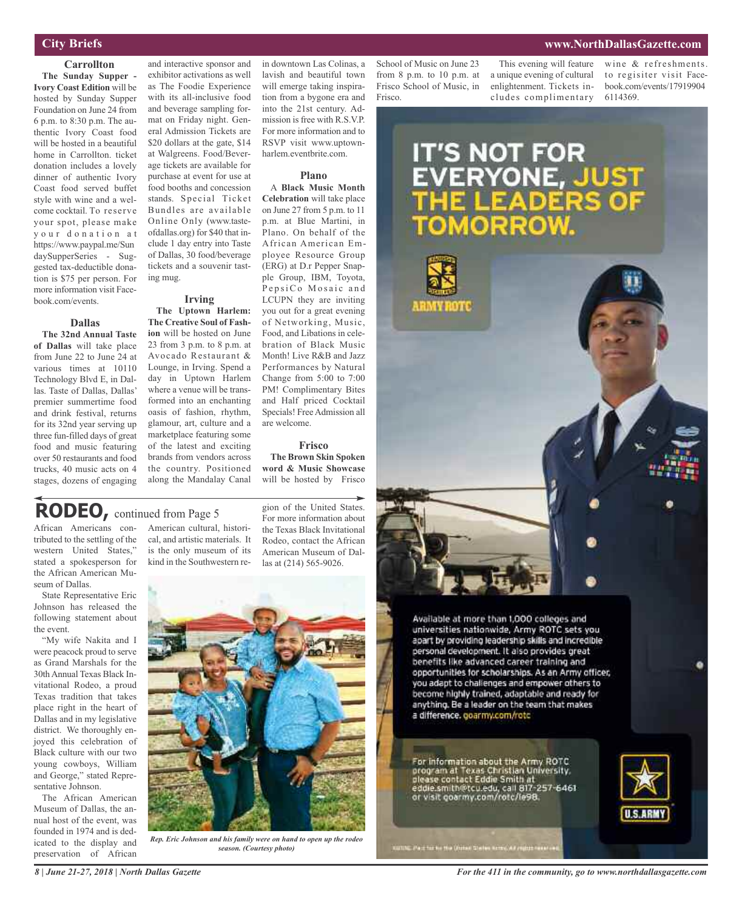## City Briefs

### Carrollton

**The Sunday Supper - Ivory Coast Edition** will be hosted by Sunday Supper Foundation on June 24 from 6 p.m. to 8:30 p.m. The authentic Ivory Coast food will be hosted in a beautiful home in Carrollton. ticket donation includes a lovely dinner of authentic Ivory Coast food served buffet style with wine and a welcome cocktail. To reserve your spot, please make your donation at https://www.paypal.me/SundaySupperSeries - Suggested tax-deductible donation is $75 per person. For more information visit Facebook.com/events.

### Dallas

**The 32nd Annual Taste of Dallas** will take place from June 22 to June 24 at various times at 10110 Technology Blvd E, in Dallas. Taste of Dallas, Dallas' premier summertime food and drink festival, returns for its 32nd year serving up three fun-filled days of great food and music featuring over 50 restaurants and food trucks, 40 music acts on 4 stages, dozens of engaging and interactive sponsor and exhibitor activations as well as The Foodie Experience with its all-inclusive food and beverage sampling format on Friday night. General Admission Tickets are $20 dollars at the gate, $14 at Walgreens. Food/Beverage tickets are available for purchase at event for use at food booths and concession stands. Special Ticket Bundles are available Online Only (www.tasteofdallas.org) for $40 that include 1 day entry into Taste of Dallas, 30 food/beverage tickets and a souvenir tasting mug.

### Irving

**The Uptown Harlem: The Creative Soul of Fashion** will be hosted on June 23 from 3 p.m. to 8 p.m. at Avocado Restaurant & Lounge, in Irving. Spend a day in Uptown Harlem where a venue will be transformed into an enchanting oasis of fashion, rhythm, glamour, art, culture and a marketplace featuring some of the latest and exciting brands from vendors across the country. Positioned along the Mandalay Canal in downtown Las Colinas, a lavish and beautiful town will emerge taking inspiration from a bygone era and into the 21st century. Admission is free with R.S.V.P. For more information and to RSVP visit www.uptownharlem.eventbrite.com.

### Plano

A **Black Music Month Celebration** will take place on June 27 from 5 p.m. to 11 p.m. at Blue Martini, in Plano. On behalf of the African American Employee Resource Group (ERG) at D.r Pepper Snapple Group, IBM, Toyota, PepsiCo Mosaic and LCUPN they are inviting you out for a great evening of Networking, Music, Food, and Libations in celebration of Black Music Month! Live R&B and Jazz Performances by Natural Change from 5:00 to 7:00 PM! Complimentary Bites and Half priced Cocktail Specials! Free Admission all are welcome.

### Frisco

**The Brown Skin Spoken word & Music Showcase** will be hosted by Frisco School of Music on June 23 from 8 p.m. to 10 p.m. at Frisco School of Music, in Frisco.

This evening will feature a unique evening of cultural enlightenment. Tickets includes complimentary wine & refreshments. to regisiter visit Facebook.com/events/179199046114369.

## RODEO, continued from Page 5

African Americans contributed to the settling of the western United States," stated a spokesperson for the African American Museum of Dallas.

State Representative Eric Johnson has released the following statement about the event.

"My wife Nakita and I were peacock proud to serve as Grand Marshals for the 30th Annual Texas Black Invitational Rodeo, a proud Texas tradition that takes place right in the heart of Dallas and in my legislative district. We thoroughly enjoyed this celebration of Black culture with our two young cowboys, William and George," stated Representative Johnson.

The African American Museum of Dallas, the annual host of the event, was founded in 1974 and is dedicated to the display and preservation of African American cultural, historical, and artistic materials. It is the only museum of its kind in the Southwestern region of the United States. For more information about the Texas Black Invitational Rodeo, contact the African American Museum of Dallas at (214) 565-9026.

*Rep. Eric Johnson and his family were on hand to open up the rodeo season. (Courtesy photo)*

IT'S NOT FOR EVERYONE, JUST THE LEADERS OF TOMORROW.

ARMY ROTC

Available at more than 1,000 colleges and universities nationwide, Army ROTC sets you apart by providing leadership skills and incredible personal development. It also provides great benefits like advanced career training and opportunities for scholarships. As an Army officer, you adapt to challenges and empower others to become highly trained, adaptable and ready for anything. Be a leader on the team that makes a difference. goarmy.com/rotc

For information about the Army ROTC program at Texas Christian University, please contact Eddie Smith at eddie.smith@tcu.edu, call 817-257-6461 or visit goarmy.com/rotc/le98.

U.S. ARMY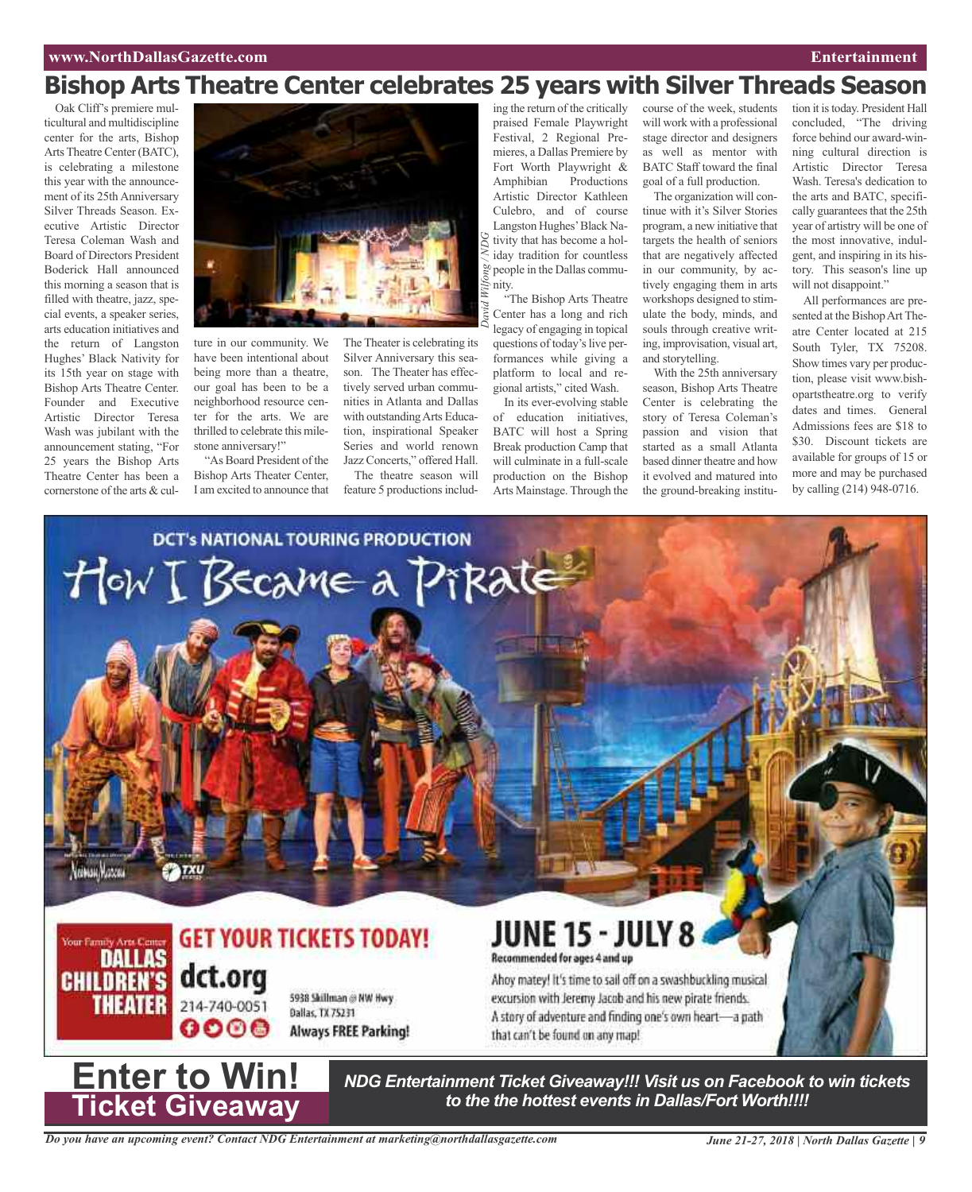# Bishop Arts Theatre Center celebrates 25 years with Silver Threads Season

Oak Cliff's premiere multicultural and multidiscipline center for the arts, Bishop Arts Theatre Center (BATC), is celebrating a milestone this year with the announcement of its 25th Anniversary Silver Threads Season. Executive Artistic Director Teresa Coleman Wash and Board of Directors President Boderick Hall announced this morning a season that is filled with theatre, jazz, special events, a speaker series, arts education initiatives and the return of Langston Hughes' Black Nativity for its 15th year on stage with Bishop Arts Theatre Center. Founder and Executive Artistic Director Teresa Wash was jubilant with the announcement stating, "For 25 years the Bishop Arts Theatre Center has been a cornerstone of the arts & culture in our community. We have been intentional about being more than a theatre, our goal has been to be a neighborhood resource center for the arts. We are thrilled to celebrate this milestone anniversary!"

"As Board President of the Bishop Arts Theater Center, I am excited to announce that The Theater is celebrating its Silver Anniversary this season. The Theater has effectively served urban communities in Atlanta and Dallas with outstanding Arts Education, inspirational Speaker Series and world renown Jazz Concerts," offered Hall.

The theatre season will feature 5 productions including the return of the critically praised Female Playwright Festival, 2 Regional Premieres, a Dallas Premiere by Fort Worth Playwright & Amphibian Productions Artistic Director Kathleen Culebro, and of course Langston Hughes' Black Nativity that has become a holiday tradition for countless people in the Dallas community.

*David Wilfong / NDG*

"The Bishop Arts Theatre Center has a long and rich legacy of engaging in topical questions of today's live performances while giving a platform to local and regional artists," cited Wash.

In its ever-evolving stable of education initiatives, BATC will host a Spring Break production Camp that will culminate in a full-scale production on the Bishop Arts Mainstage. Through the course of the week, students will work with a professional stage director and designers as well as mentor with BATC Staff toward the final goal of a full production.

The organization will continue with it's Silver Stories program, a new initiative that targets the health of seniors that are negatively affected in our community, by actively engaging them in arts workshops designed to stimulate the body, minds, and souls through creative writing, improvisation, visual art, and storytelling.

With the 25th anniversary season, Bishop Arts Theatre Center is celebrating the story of Teresa Coleman's passion and vision that started as a small Atlanta based dinner theatre and how it evolved and matured into the ground-breaking institution it is today. President Hall concluded, "The driving force behind our award-winning cultural direction is Artistic Director Teresa Wash. Teresa's dedication to the arts and BATC, specifically guarantees that the 25th year of artistry will be one of the most innovative, indulgent, and inspiring in its history. This season's line up will not disappoint."

All performances are presented at the Bishop Art Theatre Center located at 215 South Tyler, TX 75208. Show times vary per production, please visit www.bishopartstheatre.org to verify dates and times. General Admissions fees are $18 to $30. Discount tickets are available for groups of 15 or more and may be purchased by calling (214) 948-0716.

DCT's NATIONAL TOURING PRODUCTION

How I Became a Pirate

GET YOUR TICKETS TODAY!

Your Family Arts Center DALLAS CHILDREN'S THEATER

dct.org
214-740-0051

5938 Skillman @ NW Hwy
Dallas, TX 75231
Always FREE Parking!

**JUNE 15 - JULY 8**
Recommended for ages 4 and up

Ahoy matey! It's time to sail off on a swashbuckling musical excursion with Jeremy Jacob and his new pirate friends. A story of adventure and finding one's own heart—a path that can't be found on any map!

# Enter to Win!
## Ticket Giveaway

***NDG Entertainment Ticket Giveaway!!! Visit us on Facebook to win tickets to the the hottest events in Dallas/Fort Worth!!!!***

*Do you have an upcoming event? Contact NDG Entertainment at marketing@northdallasgazette.com*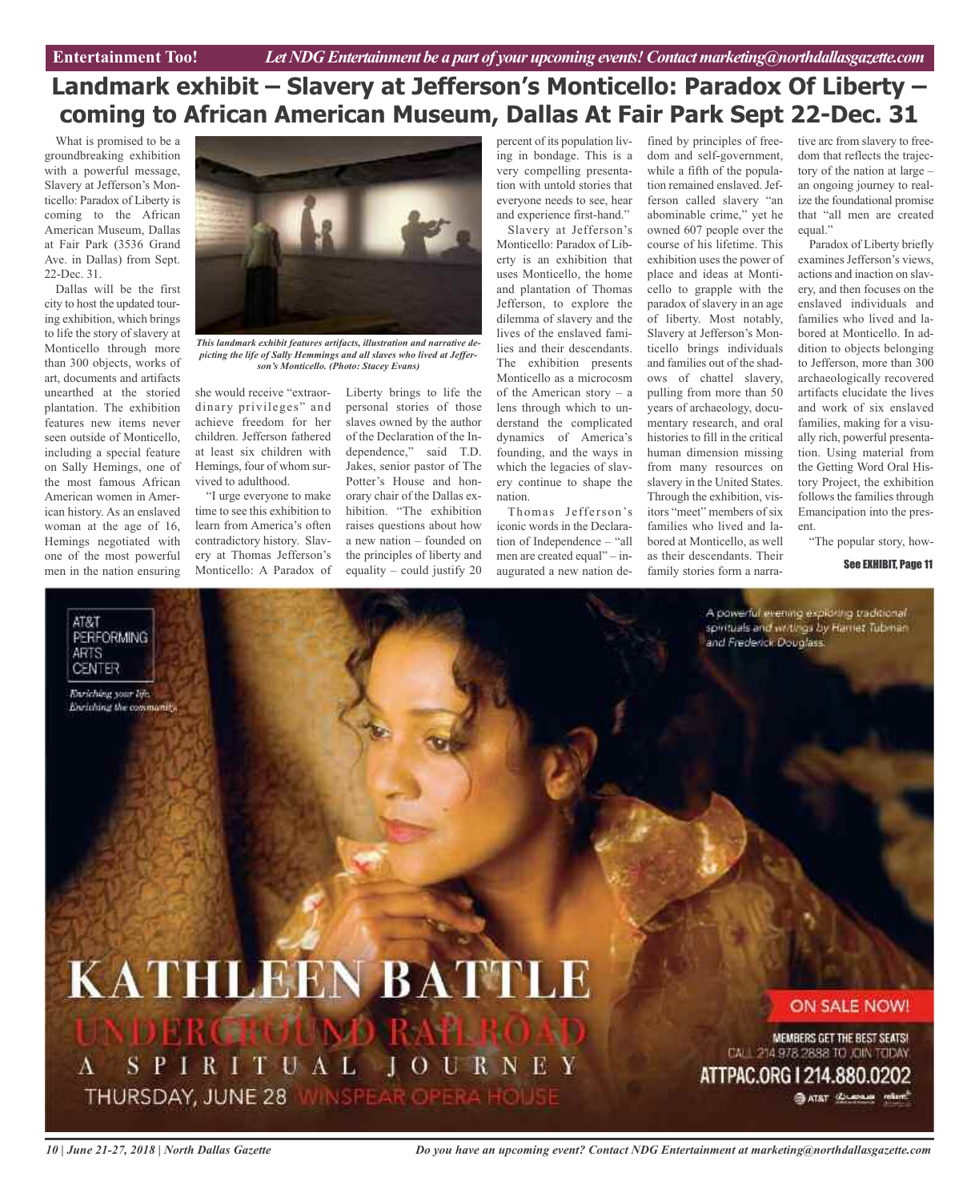# Landmark exhibit – Slavery at Jefferson's Monticello: Paradox Of Liberty – coming to African American Museum, Dallas At Fair Park Sept 22-Dec. 31

What is promised to be a groundbreaking exhibition with a powerful message, Slavery at Jefferson's Monticello: Paradox of Liberty is coming to the African American Museum, Dallas at Fair Park (3536 Grand Ave. in Dallas) from Sept. 22-Dec. 31.

Dallas will be the first city to host the updated touring exhibition, which brings to life the story of slavery at Monticello through more than 300 objects, works of art, documents and artifacts unearthed at the storied plantation. The exhibition features new items never seen outside of Monticello, including a special feature on Sally Hemings, one of the most famous African American women in American history. As an enslaved woman at the age of 16, Hemings negotiated with one of the most powerful men in the nation ensuring she would receive "extraordinary privileges" and achieve freedom for her children. Jefferson fathered at least six children with Hemings, four of whom survived to adulthood.

*This landmark exhibit features artifacts, illustration and narrative depicting the life of Sally Hemmings and all slaves who lived at Jefferson's Monticello. (Photo: Stacey Evans)*

"I urge everyone to make time to see this exhibition to learn from America's often contradictory history. Slavery at Thomas Jefferson's Monticello: A Paradox of Liberty brings to life the personal stories of those slaves owned by the author of the Declaration of the Independence," said T.D. Jakes, senior pastor of The Potter's House and honorary chair of the Dallas exhibition. "The exhibition raises questions about how a new nation – founded on the principles of liberty and equality – could justify 20 percent of its population living in bondage. This is a very compelling presentation with untold stories that everyone needs to see, hear and experience first-hand."

Slavery at Jefferson's Monticello: Paradox of Liberty is an exhibition that uses Monticello, the home and plantation of Thomas Jefferson, to explore the dilemma of slavery and the lives of the enslaved families and their descendants. The exhibition presents Monticello as a microcosm of the American story – a lens through which to understand the complicated dynamics of America's founding, and the ways in which the legacies of slavery continue to shape the nation.

Thomas Jefferson's iconic words in the Declaration of Independence – "all men are created equal" – inaugurated a new nation defined by principles of freedom and self-government, while a fifth of the population remained enslaved. Jefferson called slavery "an abominable crime," yet he owned 607 people over the course of his lifetime. This exhibition uses the power of place and ideas at Monticello to grapple with the paradox of slavery in an age of liberty. Most notably, Slavery at Jefferson's Monticello brings individuals and families out of the shadows of chattel slavery, pulling from more than 50 years of archaeology, documentary research, and oral histories to fill in the critical human dimension missing from many resources on slavery in the United States. Through the exhibition, visitors "meet" members of six families who lived and labored at Monticello, as well as their descendants. Their family stories form a narrative arc from slavery to freedom that reflects the trajectory of the nation at large – an ongoing journey to realize the foundational promise that "all men are created equal."

Paradox of Liberty briefly examines Jefferson's views, actions and inaction on slavery, and then focuses on the enslaved individuals and families who lived and labored at Monticello. In addition to objects belonging to Jefferson, more than 300 archaeologically recovered artifacts elucidate the lives and work of six enslaved families, making for a visually rich, powerful presentation. Using material from the Getting Word Oral History Project, the exhibition follows the families through Emancipation into the present.

"The popular story, how-

**See EXHIBIT, Page 11**

AT&T PERFORMING ARTS CENTER

*Enriching your life. Enriching the community.*

A powerful evening exploring traditional spirituals and writings by Harriet Tubman and Frederick Douglass.

# KATHLEEN BATTLE

## UNDERGROUND RAILROAD

A SPIRITUAL JOURNEY

THURSDAY, JUNE 28 WINSPEAR OPERA HOUSE

ON SALE NOW!

MEMBERS GET THE BEST SEATS! CALL 214.978.2888 TO JOIN TODAY

ATTPAC.ORG | 214.880.0202

Do you have an upcoming event? Contact NDG Entertainment at marketing@northdallasgazette.com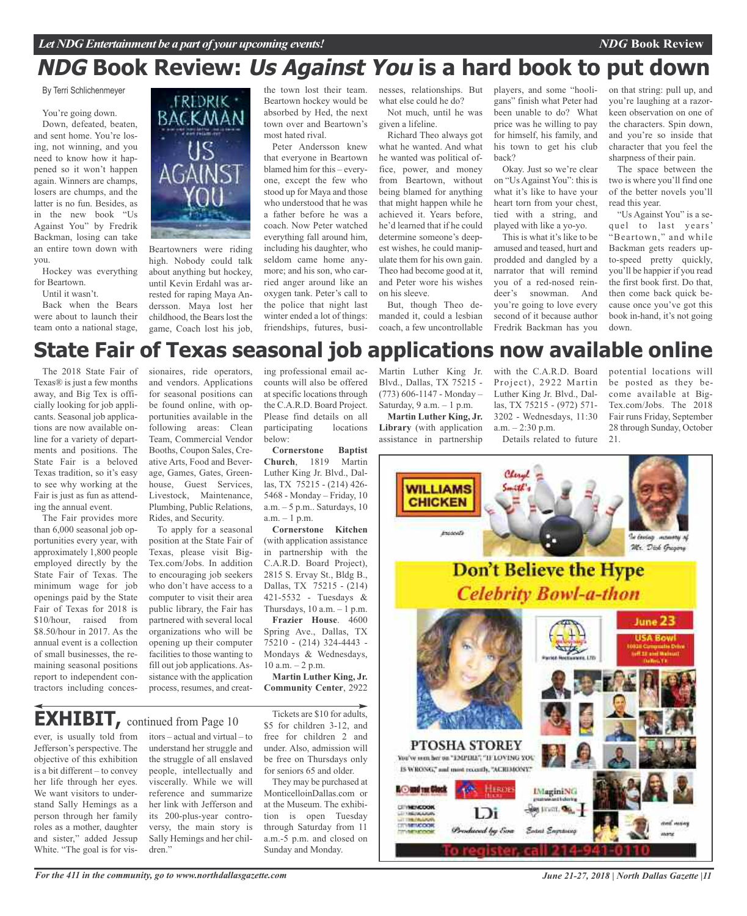# NDG Book Review: *Us Against You* is a hard book to put down

By Terri Schlichenmeyer

You're going down.

Down, defeated, beaten, and sent home. You're losing, not winning, and you need to know how it happened so it won't happen again. Winners are champs, losers are chumps, and the latter is no fun. Besides, as in the new book "Us Against You" by Fredrik Backman, losing can take an entire town down with you.

Hockey was everything for Beartown.

Until it wasn't.

Back when the Bears were about to launch their team onto a national stage, Beartowners were riding high. Nobody could talk about anything but hockey, until Kevin Erdahl was arrested for raping Maya Andersson. Maya lost her childhood, the Bears lost the game, Coach lost his job, the town lost their team. Beartown hockey would be absorbed by Hed, the next town over and Beartown's most hated rival.

Peter Andersson knew that everyone in Beartown blamed him for this – everyone, except the few who stood up for Maya and those who understood that he was a father before he was a coach. Now Peter watched everything fall around him, including his daughter, who seldom came home anymore; and his son, who carried anger around like an oxygen tank. Peter's call to the police that night last winter ended a lot of things: friendships, futures, businesses, relationships. But what else could he do?

Not much, until he was given a lifeline.

Richard Theo always got what he wanted. And what he wanted was political office, power, and money from Beartown, without being blamed for anything that might happen while he achieved it. Years before, he'd learned that if he could determine someone's deepest wishes, he could manipulate them for his own gain. Theo had become good at it, and Peter wore his wishes on his sleeve.

But, though Theo demanded it, could a lesbian coach, a few uncontrollable players, and some "hooligans" finish what Peter had been unable to do? What price was he willing to pay for himself, his family, and his town to get his club back?

Okay. Just so we're clear on "Us Against You": this is what it's like to have your heart torn from your chest, tied with a string, and played with like a yo-yo.

This is what it's like to be amused and teased, hurt and prodded and dangled by a narrator that will remind you of a red-nosed reindeer's snowman. And you're going to love every second of it because author Fredrik Backman has you on that string: pull up, and you're laughing at a razor-keen observation on one of the characters. Spin down, and you're so inside that character that you feel the sharpness of their pain.

The space between the two is where you'll find one of the better novels you'll read this year.

"Us Against You" is a sequel to last years' "Beartown," and while Backman gets readers up-to-speed pretty quickly, you'll be happier if you read the first book first. Do that, then come back quick because once you've got this book in-hand, it's not going down.

# State Fair of Texas seasonal job applications now available online

The 2018 State Fair of Texas® is just a few months away, and Big Tex is officially looking for job applicants. Seasonal job applications are now available online for a variety of departments and positions. The State Fair is a beloved Texas tradition, so it's easy to see why working at the Fair is just as fun as attending the annual event.

The Fair provides more than 6,000 seasonal job opportunities every year, with approximately 1,800 people employed directly by the State Fair of Texas. The minimum wage for job openings paid by the State Fair of Texas for 2018 is $10/hour, raised from $8.50/hour in 2017. As the annual event is a collection of small businesses, the remaining seasonal positions report to independent contractors including concessionaires, ride operators, and vendors. Applications for seasonal positions can be found online, with opportunities available in the following areas: Clean Team, Commercial Vendor Booths, Coupon Sales, Creative Arts, Food and Beverage, Games, Gates, Greenhouse, Guest Services, Livestock, Maintenance, Plumbing, Public Relations, Rides, and Security.

To apply for a seasonal position at the State Fair of Texas, please visit BigTex.com/Jobs. In addition to encouraging job seekers who don't have access to a computer to visit their area public library, the Fair has partnered with several local organizations who will be opening up their computer facilities to those wanting to fill out job applications. Assistance with the application process, resumes, and creating professional email accounts will also be offered at specific locations through the C.A.R.D. Board Project. Please find details on all participating locations below:

**Cornerstone Baptist Church**, 1819 Martin Luther King Jr. Blvd., Dallas, TX 75215 - (214) 426-5468 - Monday – Friday, 10 a.m. – 5 p.m.. Saturdays, 10 a.m. – 1 p.m.

**Cornerstone Kitchen** (with application assistance in partnership with the C.A.R.D. Board Project), 2815 S. Ervay St., Bldg B., Dallas, TX 75215 - (214) 421-5532 - Tuesdays & Thursdays, 10 a.m. – 1 p.m.

**Frazier House**. 4600 Spring Ave., Dallas, TX 75210 - (214) 324-4443 - Mondays & Wednesdays, 10 a.m. – 2 p.m.

**Martin Luther King, Jr. Community Center**, 2922 Martin Luther King Jr. Blvd., Dallas, TX 75215 - (773) 606-1147 - Monday – Saturday, 9 a.m. – 1 p.m.

**Martin Luther King, Jr. Library** (with application assistance in partnership with the C.A.R.D. Board Project), 2922 Martin Luther King Jr. Blvd., Dallas, TX 75215 - (972) 571-3202 - Wednesdays, 11:30 a.m. – 2:30 p.m.

Details related to future potential locations will be posted as they become available at BigTex.com/Jobs. The 2018 Fair runs Friday, September 28 through Sunday, October 21.

# EXHIBIT, continued from Page 10

ever, is usually told from Jefferson's perspective. The objective of this exhibition is a bit different – to convey her life through her eyes. We want visitors to understand Sally Hemings as a person through her family roles as a mother, daughter and sister," added Jessup White. "The goal is for visitors – actual and virtual – to understand her struggle and the struggle of all enslaved people, intellectually and viscerally. While we will reference and summarize her link with Jefferson and its 200-plus-year controversy, the main story is Sally Hemings and her children."

Tickets are $10 for adults, $5 for children 3-12, and free for children 2 and under. Also, admission will be free on Thursdays only for seniors 65 and older.

They may be purchased at MonticelloinDallas.com or at the Museum. The exhibition is open Tuesday through Saturday from 11 a.m.-5 p.m. and closed on Sunday and Monday.

Williams Chicken presents Cheryl Smith's Don't Believe the Hype Celebrity Bowl-a-thon

In loving memory of Mr. Dick Gregory

June 23 — USA Bowl, 10920 Composite Drive (off 35 and Walnut), Dallas, TX

PTOSHA STOREY — You've seen her on "EMPIRE," "IF LOVING YOU IS WRONG," and most recently, "ACRIMONY."

Produced by Ewe — and many more

To register, call 214-941-0110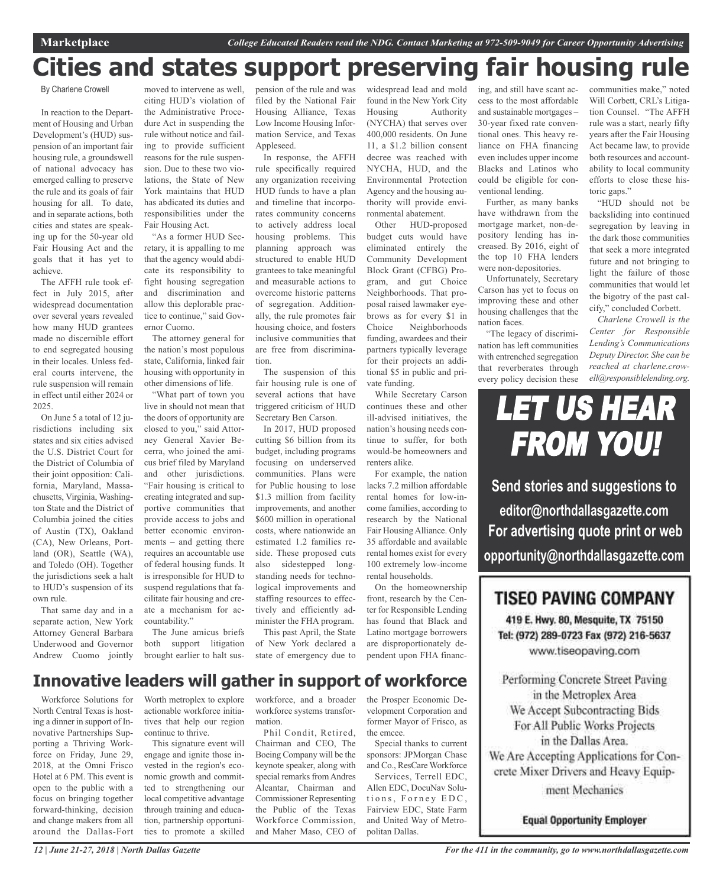# Cities and states support preserving fair housing rule

By Charlene Crowell

In reaction to the Department of Housing and Urban Development's (HUD) suspension of an important fair housing rule, a groundswell of national advocacy has emerged calling to preserve the rule and its goals of fair housing for all. To date, and in separate actions, both cities and states are speaking up for the 50-year old Fair Housing Act and the goals that it has yet to achieve.

The AFFH rule took effect in July 2015, after widespread documentation over several years revealed how many HUD grantees made no discernible effort to end segregated housing in their locales. Unless federal courts intervene, the rule suspension will remain in effect until either 2024 or 2025.

On June 5 a total of 12 jurisdictions including six states and six cities advised the U.S. District Court for the District of Columbia of their joint opposition: California, Maryland, Massachusetts, Virginia, Washington State and the District of Columbia joined the cities of Austin (TX), Oakland (CA), New Orleans, Portland (OR), Seattle (WA), and Toledo (OH). Together the jurisdictions seek a halt to HUD's suspension of its own rule.

That same day and in a separate action, New York Attorney General Barbara Underwood and Governor Andrew Cuomo jointly moved to intervene as well, citing HUD's violation of the Administrative Procedure Act in suspending the rule without notice and failing to provide sufficient reasons for the rule suspension. Due to these two violations, the State of New York maintains that HUD has abdicated its duties and responsibilities under the Fair Housing Act.

"As a former HUD Secretary, it is appalling to me that the agency would abdicate its responsibility to fight housing segregation and discrimination and allow this deplorable practice to continue," said Governor Cuomo.

The attorney general for the nation's most populous state, California, linked fair housing with opportunity in other dimensions of life.

"What part of town you live in should not mean that the doors of opportunity are closed to you," said Attorney General Xavier Becerra, who joined the amicus brief filed by Maryland and other jurisdictions. "Fair housing is critical to creating integrated and supportive communities that provide access to jobs and better economic environments – and getting there requires an accountable use of federal housing funds. It is irresponsible for HUD to suspend regulations that facilitate fair housing and create a mechanism for accountability."

The June amicus briefs both support litigation brought earlier to halt suspension of the rule and was filed by the National Fair Housing Alliance, Texas Low Income Housing Information Service, and Texas Appleseed.

In response, the AFFH rule specifically required any organization receiving HUD funds to have a plan and timeline that incorporates community concerns to actively address local housing problems. This planning approach was structured to enable HUD grantees to take meaningful and measurable actions to overcome historic patterns of segregation. Additionally, the rule promotes fair housing choice, and fosters inclusive communities that are free from discrimination.

The suspension of this fair housing rule is one of several actions that have triggered criticism of HUD Secretary Ben Carson.

In 2017, HUD proposed cutting $6 billion from its budget, including programs focusing on underserved communities. Plans were for Public housing to lose $1.3 million from facility improvements, and another $600 million in operational costs, where nationwide an estimated 1.2 families reside. These proposed cuts also sidestepped longstanding needs for technological improvements and staffing resources to effectively and efficiently administer the FHA program.

This past April, the State of New York declared a state of emergency due to widespread lead and mold found in the New York City Housing Authority (NYCHA) that serves over 400,000 residents. On June 11, a $1.2 billion consent decree was reached with NYCHA, HUD, and the Environmental Protection Agency and the housing authority will provide environmental abatement.

Other HUD-proposed budget cuts would have eliminated entirely the Community Development Block Grant (CFBG) Program, and gut Choice Neighborhoods. That proposal raised lawmaker eyebrows as for every $1 in Choice Neighborhoods funding, awardees and their partners typically leverage for their projects an additional $5 in public and private funding.

While Secretary Carson continues these and other ill-advised initiatives, the nation's housing needs continue to suffer, for both would-be homeowners and renters alike.

For example, the nation lacks 7.2 million affordable rental homes for low-income families, according to research by the National Fair Housing Alliance. Only 35 affordable and available rental homes exist for every 100 extremely low-income rental households.

On the homeownership front, research by the Center for Responsible Lending has found that Black and Latino mortgage borrowers are disproportionately dependent upon FHA financing, and still have scant access to the most affordable and sustainable mortgages – 30-year fixed rate conventional ones. This heavy reliance on FHA financing even includes upper income Blacks and Latinos who could be eligible for conventional lending.

Further, as many banks have withdrawn from the mortgage market, non-depository lending has increased. By 2016, eight of the top 10 FHA lenders were non-depositories.

Unfortunately, Secretary Carson has yet to focus on improving these and other housing challenges that the nation faces.

"The legacy of discrimination has left communities with entrenched segregation that reverberates through every policy decision these communities make," noted Will Corbett, CRL's Litigation Counsel. "The AFFH rule was a start, nearly fifty years after the Fair Housing Act became law, to provide both resources and accountability to local community efforts to close these historic gaps."

"HUD should not be backsliding into continued segregation by leaving in the dark those communities that seek a more integrated future and not bringing to light the failure of those communities that would let the bigotry of the past calcify," concluded Corbett.

*Charlene Crowell is the Center for Responsible Lending's Communications Deputy Director. She can be reached at charlene.crowell@responsiblelending.org.*

# Innovative leaders will gather in support of workforce

Workforce Solutions for North Central Texas is hosting a dinner in support of Innovative Partnerships Supporting a Thriving Workforce on Friday, June 29, 2018, at the Omni Frisco Hotel at 6 PM. This event is open to the public with a focus on bringing together forward-thinking, decision and change makers from all around the Dallas-Fort Worth metroplex to explore actionable workforce initiatives that help our region continue to thrive.

This signature event will engage and ignite those invested in the region's economic growth and committed to strengthening our local competitive advantage through training and education, partnership opportunities to promote a skilled workforce, and a broader workforce systems transformation.

Phil Condit, Retired, Chairman and CEO, The Boeing Company will be the keynote speaker, along with special remarks from Andres Alcantar, Chairman and Commissioner Representing the Public of the Texas Workforce Commission, and Maher Maso, CEO of the Prosper Economic Development Corporation and former Mayor of Frisco, as the emcee.

Special thanks to current sponsors: JPMorgan Chase and Co., ResCare Workforce Services, Terrell EDC, Allen EDC, DocuNav Solutions, Forney EDC, Fairview EDC, State Farm and United Way of Metropolitan Dallas.

**LET US HEAR FROM YOU!**

**Send stories and suggestions to editor@northdallasgazette.com**

**For advertising quote print or web opportunity@northdallasgazette.com**

**TISEO PAVING COMPANY**

419 E. Hwy. 80, Mesquite, TX 75150
Tel: (972) 289-0723 Fax (972) 216-5637
www.tiseopaving.com

Performing Concrete Street Paving in the Metroplex Area
We Accept Subcontracting Bids For All Public Works Projects in the Dallas Area.
We Are Accepting Applications for Concrete Mixer Drivers and Heavy Equipment Mechanics

**Equal Opportunity Employer**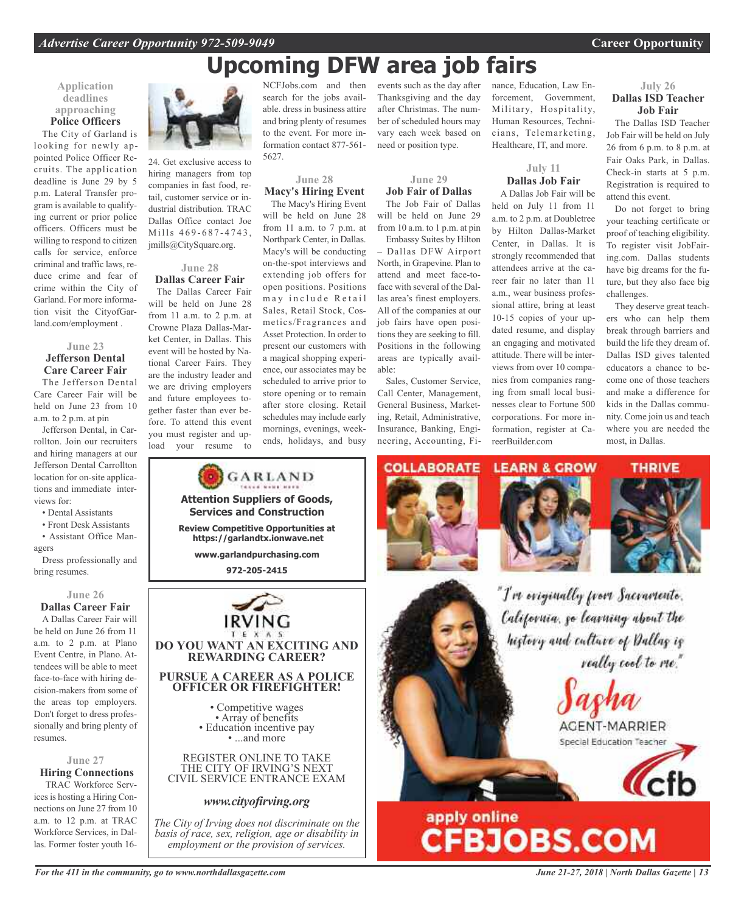# Upcoming DFW area job fairs

### Application deadlines approaching

**Police Officers**

The City of Garland is looking for newly appointed Police Officer Recruits. The application deadline is June 29 by 5 p.m. Lateral Transfer program is available to qualifying current or prior police officers. Officers must be willing to respond to citizen calls for service, enforce criminal and traffic laws, reduce crime and fear of crime within the City of Garland. For more information visit the CityofGarland.com/employment .

### June 23

**Jefferson Dental Care Career Fair**

The Jefferson Dental Care Career Fair will be held on June 23 from 10 a.m. to 2 p.m. at pin

Jefferson Dental, in Carrollton. Join our recruiters and hiring managers at our Jefferson Dental Carrollton location for on-site applications and immediate interviews for:

- Dental Assistants
- Front Desk Assistants
- Assistant Office Managers

Dress professionally and bring resumes.

### June 26

**Dallas Career Fair**

A Dallas Career Fair will be held on June 26 from 11 a.m. to 2 p.m. at Plano Event Centre, in Plano. Attendees will be able to meet face-to-face with hiring decision-makers from some of the areas top employers. Don't forget to dress professionally and bring plenty of resumes.

### June 27

**Hiring Connections**

TRAC Workforce Services is hosting a Hiring Connections on June 27 from 10 a.m. to 12 p.m. at TRAC Workforce Services, in Dallas. Former foster youth 16-24. Get exclusive access to hiring managers from top companies in fast food, retail, customer service or industrial distribution. TRAC Dallas Office contact Joe Mills 469-687-4743, jmills@CitySquare.org.

### June 28

**Dallas Career Fair**

The Dallas Career Fair will be held on June 28 from 11 a.m. to 2 p.m. at Crowne Plaza Dallas-Market Center, in Dallas. This event will be hosted by National Career Fairs. They are the industry leader and we are driving employers and future employees together faster than ever before. To attend this event you must register and upload your resume to NCFJobs.com and then search for the jobs available. dress in business attire and bring plenty of resumes to the event. For more information contact 877-561-5627.

### June 28

**Macy's Hiring Event**

The Macy's Hiring Event will be held on June 28 from 11 a.m. to 7 p.m. at Northpark Center, in Dallas. Macy's will be conducting on-the-spot interviews and extending job offers for open positions. Positions may include Retail Sales, Retail Stock, Cosmetics/Fragrances and Asset Protection. In order to present our customers with a magical shopping experience, our associates may be scheduled to arrive prior to store opening or to remain after store closing. Retail schedules may include early mornings, evenings, weekends, holidays, and busy events such as the day after Thanksgiving and the day after Christmas. The number of scheduled hours may vary each week based on need or position type.

### June 29

**Job Fair of Dallas**

The Job Fair of Dallas will be held on June 29 from 10 a.m. to 1 p.m. at pin

Embassy Suites by Hilton – Dallas DFW Airport North, in Grapevine. Plan to attend and meet face-to-face with several of the Dallas area's finest employers. All of the companies at our job fairs have open positions they are seeking to fill. Positions in the following areas are typically available:

Sales, Customer Service, Call Center, Management, General Business, Marketing, Retail, Administrative, Insurance, Banking, Engineering, Accounting, Finance, Education, Law Enforcement, Government, Military, Hospitality, Human Resources, Technicians, Telemarketing, Healthcare, IT, and more.

### July 11

**Dallas Job Fair**

A Dallas Job Fair will be held on July 11 from 11 a.m. to 2 p.m. at Doubletree by Hilton Dallas-Market Center, in Dallas. It is strongly recommended that attendees arrive at the career fair no later than 11 a.m., wear business professional attire, bring at least 10-15 copies of your updated resume, and display an engaging and motivated attitude. There will be interviews from over 10 companies from companies ranging from small local businesses clear to Fortune 500 corporations. For more information, register at CareerBuilder.com

### July 26

**Dallas ISD Teacher Job Fair**

The Dallas ISD Teacher Job Fair will be held on July 26 from 6 p.m. to 8 p.m. at Fair Oaks Park, in Dallas. Check-in starts at 5 p.m. Registration is required to attend this event.

Do not forget to bring your teaching certificate or proof of teaching eligibility. To register visit JobFairing.com. Dallas students have big dreams for the future, but they also face big challenges.

They deserve great teachers who can help them break through barriers and build the life they dream of. Dallas ISD gives talented educators a chance to become one of those teachers and make a difference for kids in the Dallas community. Come join us and teach where you are needed the most, in Dallas.

---

**GARLAND**

**Attention Suppliers of Goods, Services and Construction**

**Review Competitive Opportunities at https://garlandtx.ionwave.net**

**www.garlandpurchasing.com**

**972-205-2415**

---

**IRVING TEXAS**

**DO YOU WANT AN EXCITING AND REWARDING CAREER?**

**PURSUE A CAREER AS A POLICE OFFICER OR FIREFIGHTER!**

- Competitive wages
- Array of benefits
- Education incentive pay
- ...and more

REGISTER ONLINE TO TAKE THE CITY OF IRVING'S NEXT CIVIL SERVICE ENTRANCE EXAM

***www.cityofirving.org***

*The City of Irving does not discriminate on the basis of race, sex, religion, age or disability in employment or the provision of services.*

---

**COLLABORATE LEARN & GROW THRIVE**

"I'm originally from Sacramento, California, so learning about the history and culture of Dallas is really cool to me."

Sasha

AGENT-MARRIER

Special Education Teacher

cfb

**apply online CFBJOBS.COM**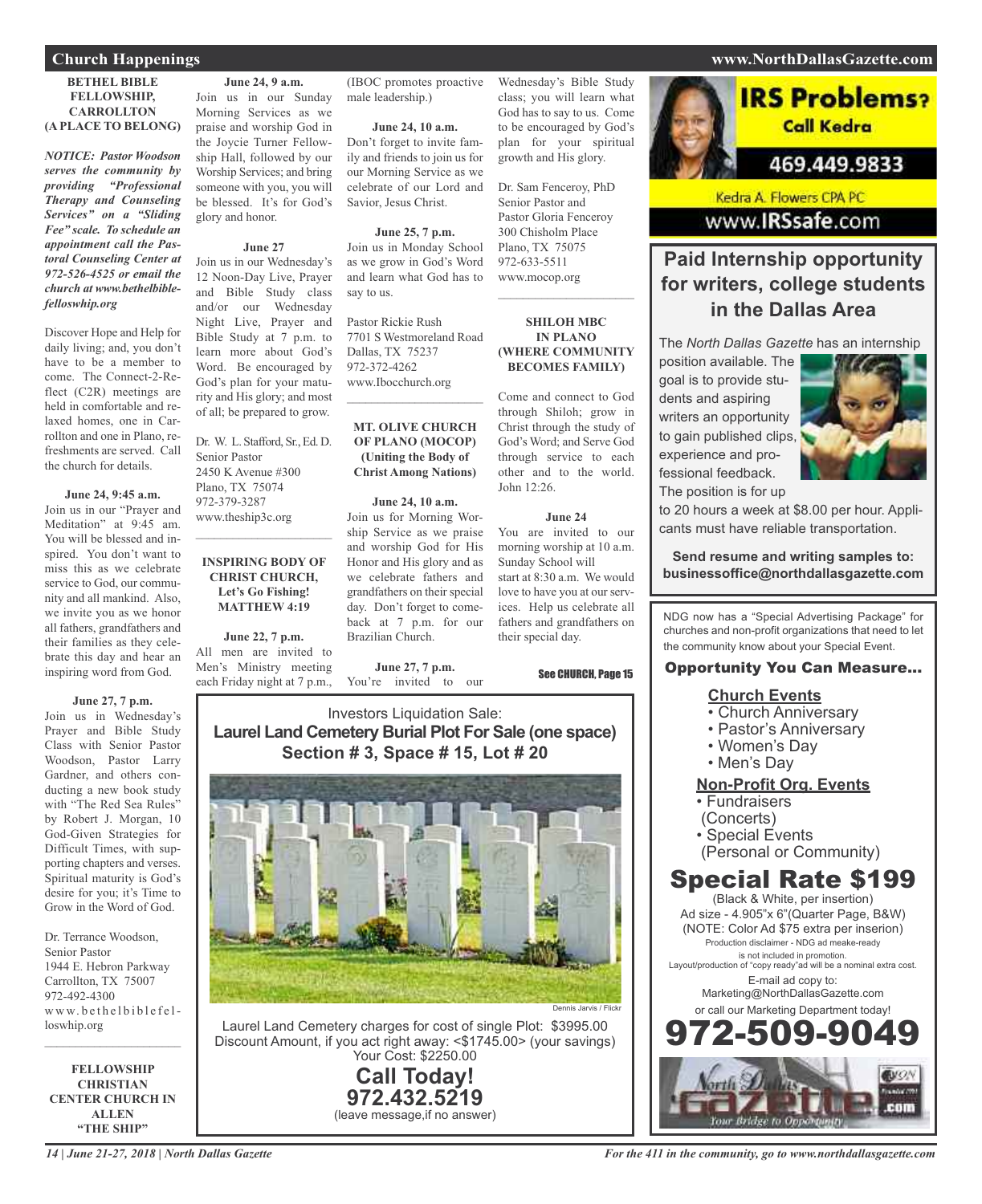## Church Happenings

**BETHEL BIBLE FELLOWSHIP, CARROLLTON (A PLACE TO BELONG)**

***NOTICE: Pastor Woodson serves the community by providing "Professional Therapy and Counseling Services" on a "Sliding Fee" scale. To schedule an appointment call the Pastoral Counseling Center at 972-526-4525 or email the church at www.bethelbiblefelloswhip.org***

Discover Hope and Help for daily living; and, you don't have to be a member to come. The Connect-2-Reflect (C2R) meetings are held in comfortable and relaxed homes, one in Carrollton and one in Plano, refreshments are served. Call the church for details.

**June 24, 9:45 a.m.**
Join us in our "Prayer and Meditation" at 9:45 am. You will be blessed and inspired. You don't want to miss this as we celebrate service to God, our community and all mankind. Also, we invite you as we honor all fathers, grandfathers and their families as they celebrate this day and hear an inspiring word from God.

**June 27, 7 p.m.**
Join us in Wednesday's Prayer and Bible Study Class with Senior Pastor Woodson, Pastor Larry Gardner, and others conducting a new book study with "The Red Sea Rules" by Robert J. Morgan, 10 God-Given Strategies for Difficult Times, with supporting chapters and verses. Spiritual maturity is God's desire for you; it's Time to Grow in the Word of God.

Dr. Terrance Woodson,
Senior Pastor
1944 E. Hebron Parkway
Carrollton, TX 75007
972-492-4300
www.bethelbiblefelloswhip.org

---

**FELLOWSHIP CHRISTIAN CENTER CHURCH IN ALLEN "THE SHIP"**

**June 24, 9 a.m.**
Join us in our Sunday Morning Services as we praise and worship God in the Joycie Turner Fellowship Hall, followed by our Worship Services; and bring someone with you, you will be blessed. It's for God's glory and honor.

**June 27**
Join us in our Wednesday's 12 Noon-Day Live, Prayer and Bible Study class and/or our Wednesday Night Live, Prayer and Bible Study at 7 p.m. to learn more about God's Word. Be encouraged by God's plan for your maturity and His glory; and most of all; be prepared to grow.

Dr. W. L. Stafford, Sr., Ed. D.
Senior Pastor
2450 K Avenue #300
Plano, TX 75074
972-379-3287
www.theship3c.org

---

**INSPIRING BODY OF CHRIST CHURCH, Let's Go Fishing! MATTHEW 4:19**

**June 22, 7 p.m.**
All men are invited to Men's Ministry meeting each Friday night at 7 p.m., (IBOC promotes proactive male leadership.)

**June 24, 10 a.m.**
Don't forget to invite family and friends to join us for our Morning Service as we celebrate of our Lord and Savior, Jesus Christ.

**June 25, 7 p.m.**
Join us in Monday School as we grow in God's Word and learn what God has to say to us.

Pastor Rickie Rush
7701 S Westmoreland Road
Dallas, TX 75237
972-372-4262
www.Ibocchurch.org

---

**MT. OLIVE CHURCH OF PLANO (MOCOP) (Uniting the Body of Christ Among Nations)**

**June 24, 10 a.m.**
Join us for Morning Worship Service as we praise and worship God for His Honor and His glory and as we celebrate fathers and grandfathers on their special day. Don't forget to comeback at 7 p.m. for our Brazilian Church.

**June 27, 7 p.m.**
You're invited to our Wednesday's Bible Study class; you will learn what God has to say to us. Come to be encouraged by God's plan for your spiritual growth and His glory.

Dr. Sam Fenceroy, PhD
Senior Pastor and
Pastor Gloria Fenceroy
300 Chisholm Place
Plano, TX 75075
972-633-5511
www.mocop.org

---

**SHILOH MBC IN PLANO (WHERE COMMUNITY BECOMES FAMILY)**

Come and connect to God through Shiloh; grow in Christ through the study of God's Word; and Serve God through service to each other and to the world. John 12:26.

**June 24**
You are invited to our morning worship at 10 a.m. Sunday School will start at 8:30 a.m. We would love to have you at our services. Help us celebrate all fathers and grandfathers on their special day.

See CHURCH, Page 15

---

Investors Liquidation Sale:
**Laurel Land Cemetery Burial Plot For Sale (one space)**
**Section # 3, Space # 15, Lot # 20**

Dennis Jarvis / Flickr

Laurel Land Cemetery charges for cost of single Plot: $3995.00
Discount Amount, if you act right away: <$1745.00> (your savings)
Your Cost: $2250.00

**Call Today!**
**972.432.5219**
(leave message,if no answer)

---

**IRS Problems? Call Kedra**
469.449.9833
Kedra A. Flowers CPA PC
www.IRSsafe.com

---

## Paid Internship opportunity for writers, college students in the Dallas Area

The *North Dallas Gazette* has an internship position available. The goal is to provide students and aspiring writers an opportunity to gain published clips, experience and professional feedback. The position is for up to 20 hours a week at $8.00 per hour. Applicants must have reliable transportation.

**Send resume and writing samples to: businessoffice@northdallasgazette.com**

---

NDG now has a "Special Advertising Package" for churches and non-profit organizations that need to let the community know about your Special Event.

**Opportunity You Can Measure...**

**Church Events**
- Church Anniversary
- Pastor's Anniversary
- Women's Day
- Men's Day

**Non-Profit Org. Events**
- Fundraisers (Concerts)
- Special Events (Personal or Community)

**Special Rate $199**
(Black & White, per insertion)
Ad size - 4.905"x 6"(Quarter Page, B&W)
(NOTE: Color Ad $75 extra per inserion)
Production disclaimer - NDG ad meake-ready is not included in promotion.
Layout/production of "copy ready"ad will be a nominal extra cost.
E-mail ad copy to:
Marketing@NorthDallasGazette.com
or call our Marketing Department today!
**972-509-9049**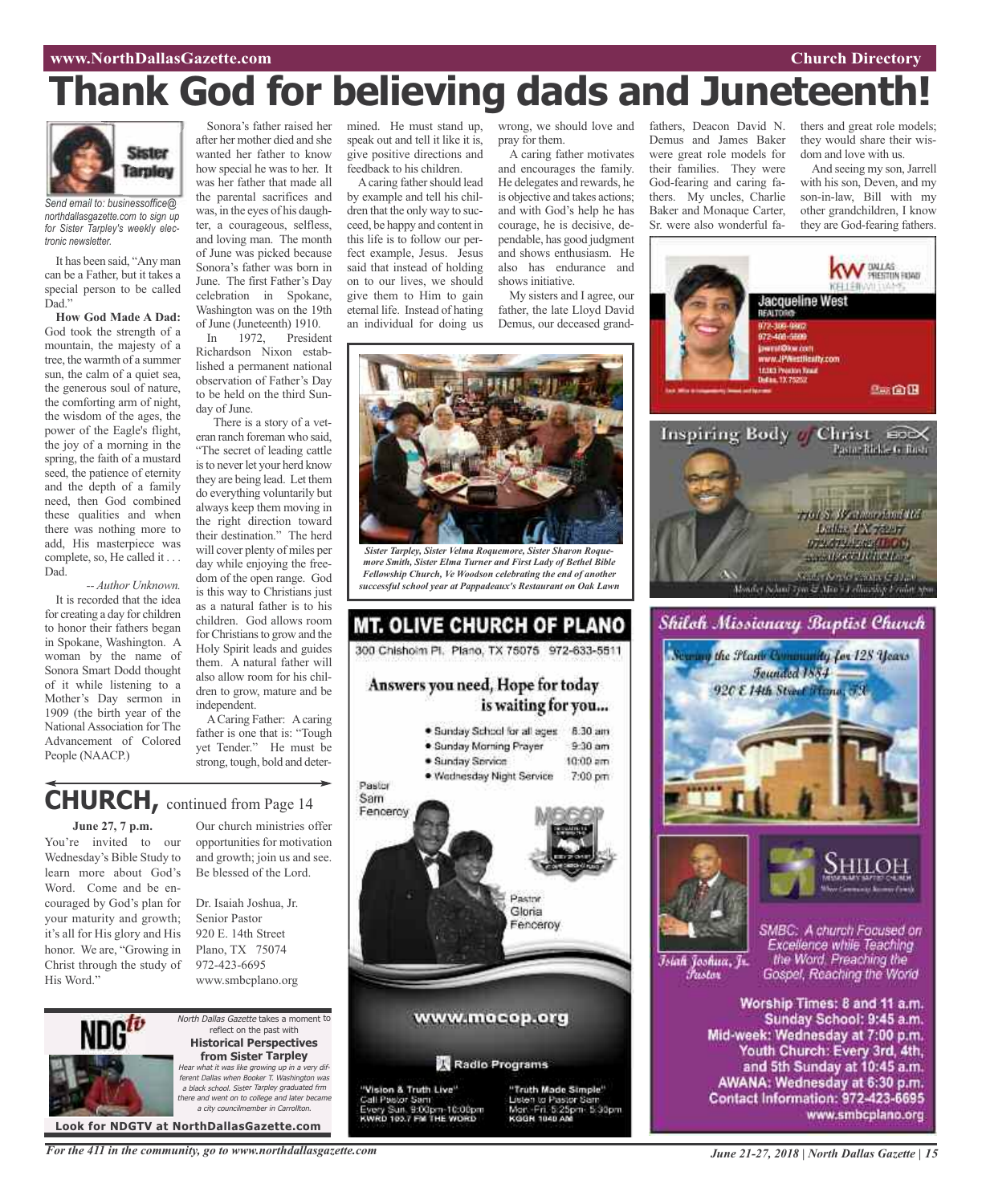# Thank God for believing dads and Juneteenth!

*Send email to: businessoffice@northdallasgazette.com to sign up for Sister Tarpley's weekly electronic newsletter.*

It has been said, "Any man can be a Father, but it takes a special person to be called Dad."

**How God Made A Dad:** God took the strength of a mountain, the majesty of a tree, the warmth of a summer sun, the calm of a quiet sea, the generous soul of nature, the comforting arm of night, the wisdom of the ages, the power of the Eagle's flight, the joy of a morning in the spring, the faith of a mustard seed, the patience of eternity and the depth of a family need, then God combined these qualities and when there was nothing more to add, His masterpiece was complete, so, He called it . . . Dad.

*-- Author Unknown.*

It is recorded that the idea for creating a day for children to honor their fathers began in Spokane, Washington. A woman by the name of Sonora Smart Dodd thought of it while listening to a Mother's Day sermon in 1909 (the birth year of the National Association for The Advancement of Colored People (NAACP.)

Sonora's father raised her after her mother died and she wanted her father to know how special he was to her. It was her father that made all the parental sacrifices and was, in the eyes of his daughter, a courageous, selfless, and loving man. The month of June was picked because Sonora's father was born in June. The first Father's Day celebration in Spokane, Washington was on the 19th of June (Juneteenth) 1910.

In 1972, President Richardson Nixon established a permanent national observation of Father's Day to be held on the third Sunday of June.

There is a story of a veteran ranch foreman who said, "The secret of leading cattle is to never let your herd know they are being lead. Let them do everything voluntarily but always keep them moving in the right direction toward their destination." The herd will cover plenty of miles per day while enjoying the freedom of the open range. God is this way to Christians just as a natural father is to his children. God allows room for Christians to grow and the Holy Spirit leads and guides them. A natural father will also allow room for his children to grow, mature and be independent.

A Caring Father: A caring father is one that is: "Tough yet Tender." He must be strong, tough, bold and determined. He must stand up, speak out and tell it like it is, give positive directions and feedback to his children.

A caring father should lead by example and tell his children that the only way to succeed, be happy and content in this life is to follow our perfect example, Jesus. Jesus said that instead of holding on to our lives, we should give them to Him to gain eternal life. Instead of hating an individual for doing us wrong, we should love and pray for them.

A caring father motivates and encourages the family. He delegates and rewards, he is objective and takes actions; and with God's help he has courage, he is decisive, dependable, has good judgment and shows enthusiasm. He also has endurance and shows initiative.

My sisters and I agree, our father, the late Lloyd David Demus, our deceased grandfathers, Deacon David N. Demus and James Baker were great role models for their families. They were God-fearing and caring fathers. My uncles, Charlie Baker and Monaque Carter, Sr. were also wonderful fathers and great role models; they would share their wisdom and love with us.

And seeing my son, Jarrell with his son, Deven, and my son-in-law, Bill with my other grandchildren, I know they are God-fearing fathers.

*Sister Tarpley, Sister Velma Roquemore, Sister Sharon Roquemore Smith, Sister Elma Turner and First Lady of Bethel Bible Fellowship Church, Ve Woodson celebrating the end of another successful school year at Pappadeaux's Restaurant on Oak Lawn*

## CHURCH, continued from Page 14

**June 27, 7 p.m.**
You're invited to our Wednesday's Bible Study to learn more about God's Word. Come and be encouraged by God's plan for your maturity and growth; it's all for His glory and His honor. We are, "Growing in Christ through the study of His Word."

Our church ministries offer opportunities for motivation and growth; join us and see. Be blessed of the Lord.

Dr. Isaiah Joshua, Jr.
Senior Pastor
920 E. 14th Street
Plano, TX 75074
972-423-6695
www.smbcplano.org

NDG*tv*

*North Dallas Gazette* takes a moment to reflect on the past with
**Historical Perspectives from Sister Tarpley**
*Hear what it was like growing up in a very different Dallas when Booker T. Washington was a black school. Sister Tarpley graduated frm there and went on to college and later became a city councilmember in Carrollton.*

**Look for NDGTV at NorthDallasGazette.com**

## MT. OLIVE CHURCH OF PLANO

300 Chisholm Pl. Plano, TX 75075 972-633-5511

**Answers you need, Hope for today is waiting for you...**

- Sunday School for all ages 8:30 am
- Sunday Morning Prayer 9:30 am
- Sunday Service 10:00 am
- Wednesday Night Service 7:00 pm

Pastor Sam Fenceroy

Pastor Gloria Fenceroy

www.mocop.org

Radio Programs

"Vision & Truth Live"
Call Pastor Sam
Every Sun. 9:00pm-10:00pm
KWRD 103.7 FM THE WORD

"Truth Made Simple"
Listen to Pastor Sam
Mon.-Fri. 5:25pm- 5:30pm
KGGR 1040 AM

KW DALLAS PRESTON ROAD KELLERWILLIAMS.
**Jacqueline West**
REALTOR®
972-309-9902
972-408-5699
jwest@kw.com
www.JPWestRealty.com
Dallas, TX 75252

**Inspiring Body of Christ**
Pastor Rickie G. Rush
7701 S. Westmoreland Rd
Dallas, TX 75237
972-372-4262 (IBOC)
www.IBOCCHURCH.org
Sunday Service 7:30am & 11am
Monday School 7pm & Men's Fellowship Friday 8pm

## Shiloh Missionary Baptist Church

Serving the Plano Community for 128 Years
Founded 1884
920 E 14th Street Plano, TX

SHILOH MISSIONARY BAPTIST CHURCH
Where Community Becomes Family

Isiah Joshua, Jr.
Pastor

SMBC: A church Focused on Excellence while Teaching the Word. Preaching the Gospel, Reaching the World

**Worship Times: 8 and 11 a.m.**
**Sunday School: 9:45 a.m.**
**Mid-week: Wednesday at 7:00 p.m.**
**Youth Church: Every 3rd, 4th, and 5th Sunday at 10:45 a.m.**
**AWANA: Wednesday at 6:30 p.m.**
**Contact Information: 972-423-6695**
**www.smbcplano.org**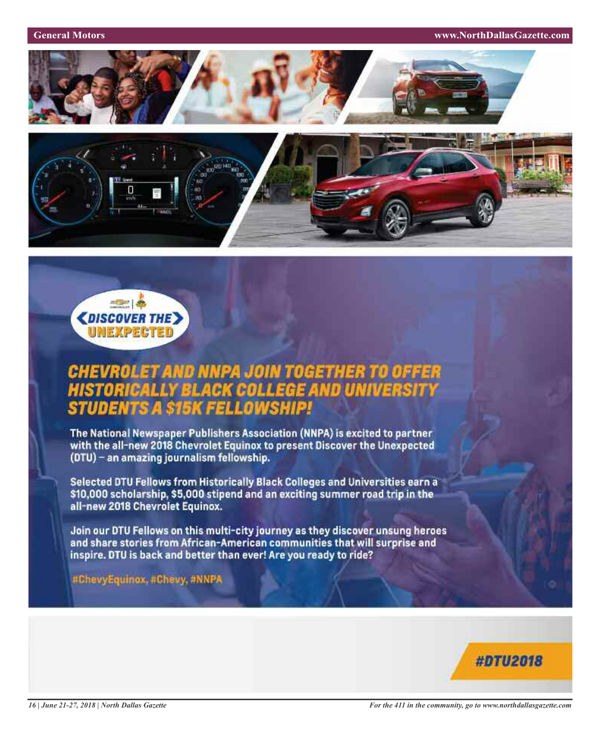DISCOVER THE UNEXPECTED

## CHEVROLET AND NNPA JOIN TOGETHER TO OFFER HISTORICALLY BLACK COLLEGE AND UNIVERSITY STUDENTS A $15K FELLOWSHIP!

The National Newspaper Publishers Association (NNPA) is excited to partner with the all-new 2018 Chevrolet Equinox to present Discover the Unexpected (DTU) – an amazing journalism fellowship.

Selected DTU Fellows from Historically Black Colleges and Universities earn a $10,000 scholarship, $5,000 stipend and an exciting summer road trip in the all-new 2018 Chevrolet Equinox.

Join our DTU Fellows on this multi-city journey as they discover unsung heroes and share stories from African-American communities that will surprise and inspire. DTU is back and better than ever! Are you ready to ride?

#ChevyEquinox, #Chevy, #NNPA

#DTU2018